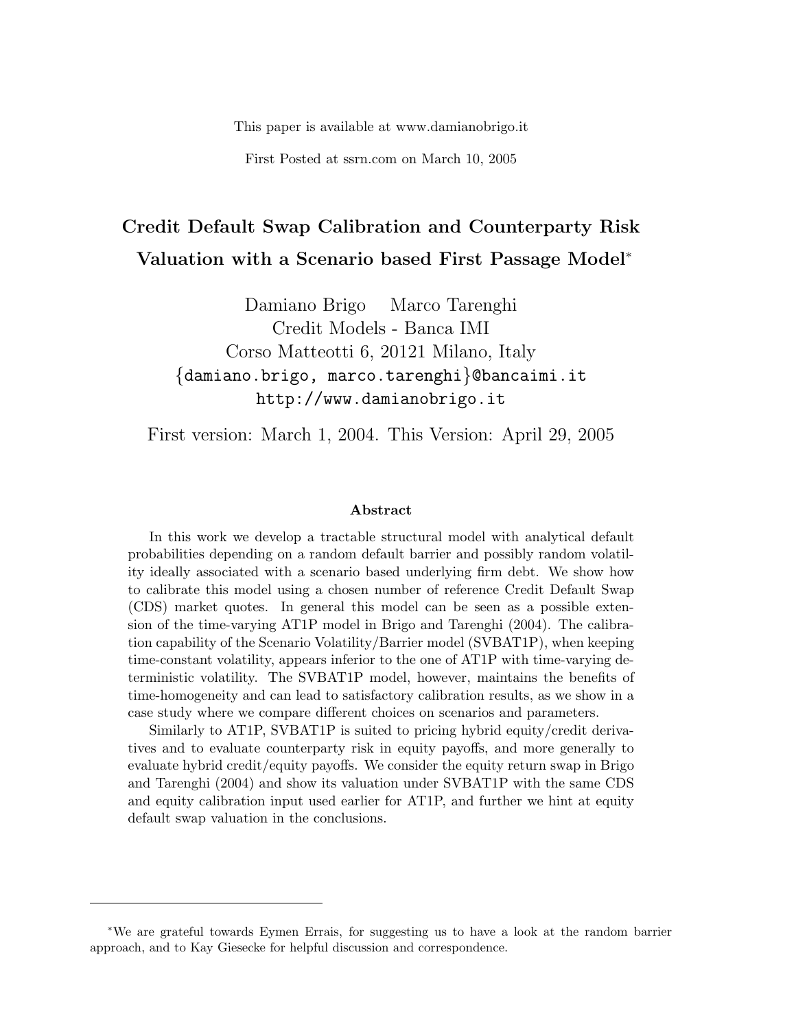This paper is available at www.damianobrigo.it

First Posted at ssrn.com on March 10, 2005

# Credit Default Swap Calibration and Counterparty Risk Valuation with a Scenario based First Passage Model*

Damiano Brigo Marco Tarenghi
Credit Models - Banca IMI
Corso Matteotti 6, 20121 Milano, Italy
{damiano.brigo, marco.tarenghi}@bancaimi.it
http://www.damianobrigo.it

First version: March 1, 2004. This Version: April 29, 2005

### Abstract

In this work we develop a tractable structural model with analytical default probabilities depending on a random default barrier and possibly random volatility ideally associated with a scenario based underlying firm debt. We show how to calibrate this model using a chosen number of reference Credit Default Swap (CDS) market quotes. In general this model can be seen as a possible extension of the time-varying AT1P model in Brigo and Tarenghi (2004). The calibration capability of the Scenario Volatility/Barrier model (SVBAT1P), when keeping time-constant volatility, appears inferior to the one of AT1P with time-varying deterministic volatility. The SVBAT1P model, however, maintains the benefits of time-homogeneity and can lead to satisfactory calibration results, as we show in a case study where we compare different choices on scenarios and parameters.

Similarly to AT1P, SVBAT1P is suited to pricing hybrid equity/credit derivatives and to evaluate counterparty risk in equity payoffs, and more generally to evaluate hybrid credit/equity payoffs. We consider the equity return swap in Brigo and Tarenghi (2004) and show its valuation under SVBAT1P with the same CDS and equity calibration input used earlier for AT1P, and further we hint at equity default swap valuation in the conclusions.

---

*We are grateful towards Eymen Errais, for suggesting us to have a look at the random barrier approach, and to Kay Giesecke for helpful discussion and correspondence.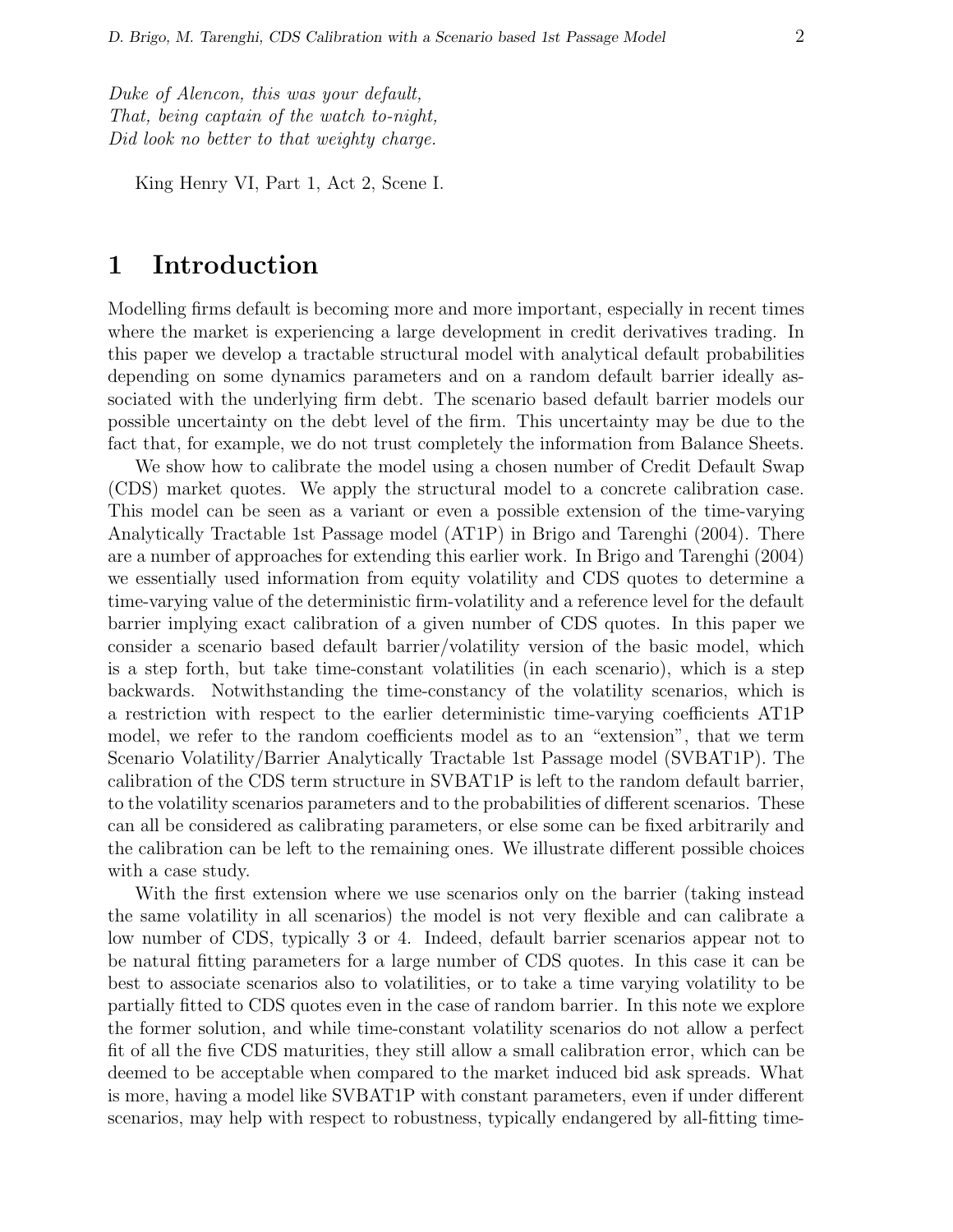*Duke of Alencon, this was your default,*
*That, being captain of the watch to-night,*
*Did look no better to that weighty charge.*

King Henry VI, Part 1, Act 2, Scene I.

# 1 Introduction

Modelling firms default is becoming more and more important, especially in recent times where the market is experiencing a large development in credit derivatives trading. In this paper we develop a tractable structural model with analytical default probabilities depending on some dynamics parameters and on a random default barrier ideally associated with the underlying firm debt. The scenario based default barrier models our possible uncertainty on the debt level of the firm. This uncertainty may be due to the fact that, for example, we do not trust completely the information from Balance Sheets.

We show how to calibrate the model using a chosen number of Credit Default Swap (CDS) market quotes. We apply the structural model to a concrete calibration case. This model can be seen as a variant or even a possible extension of the time-varying Analytically Tractable 1st Passage model (AT1P) in Brigo and Tarenghi (2004). There are a number of approaches for extending this earlier work. In Brigo and Tarenghi (2004) we essentially used information from equity volatility and CDS quotes to determine a time-varying value of the deterministic firm-volatility and a reference level for the default barrier implying exact calibration of a given number of CDS quotes. In this paper we consider a scenario based default barrier/volatility version of the basic model, which is a step forth, but take time-constant volatilities (in each scenario), which is a step backwards. Notwithstanding the time-constancy of the volatility scenarios, which is a restriction with respect to the earlier deterministic time-varying coefficients AT1P model, we refer to the random coefficients model as to an "extension", that we term Scenario Volatility/Barrier Analytically Tractable 1st Passage model (SVBAT1P). The calibration of the CDS term structure in SVBAT1P is left to the random default barrier, to the volatility scenarios parameters and to the probabilities of different scenarios. These can all be considered as calibrating parameters, or else some can be fixed arbitrarily and the calibration can be left to the remaining ones. We illustrate different possible choices with a case study.

With the first extension where we use scenarios only on the barrier (taking instead the same volatility in all scenarios) the model is not very flexible and can calibrate a low number of CDS, typically 3 or 4. Indeed, default barrier scenarios appear not to be natural fitting parameters for a large number of CDS quotes. In this case it can be best to associate scenarios also to volatilities, or to take a time varying volatility to be partially fitted to CDS quotes even in the case of random barrier. In this note we explore the former solution, and while time-constant volatility scenarios do not allow a perfect fit of all the five CDS maturities, they still allow a small calibration error, which can be deemed to be acceptable when compared to the market induced bid ask spreads. What is more, having a model like SVBAT1P with constant parameters, even if under different scenarios, may help with respect to robustness, typically endangered by all-fitting time-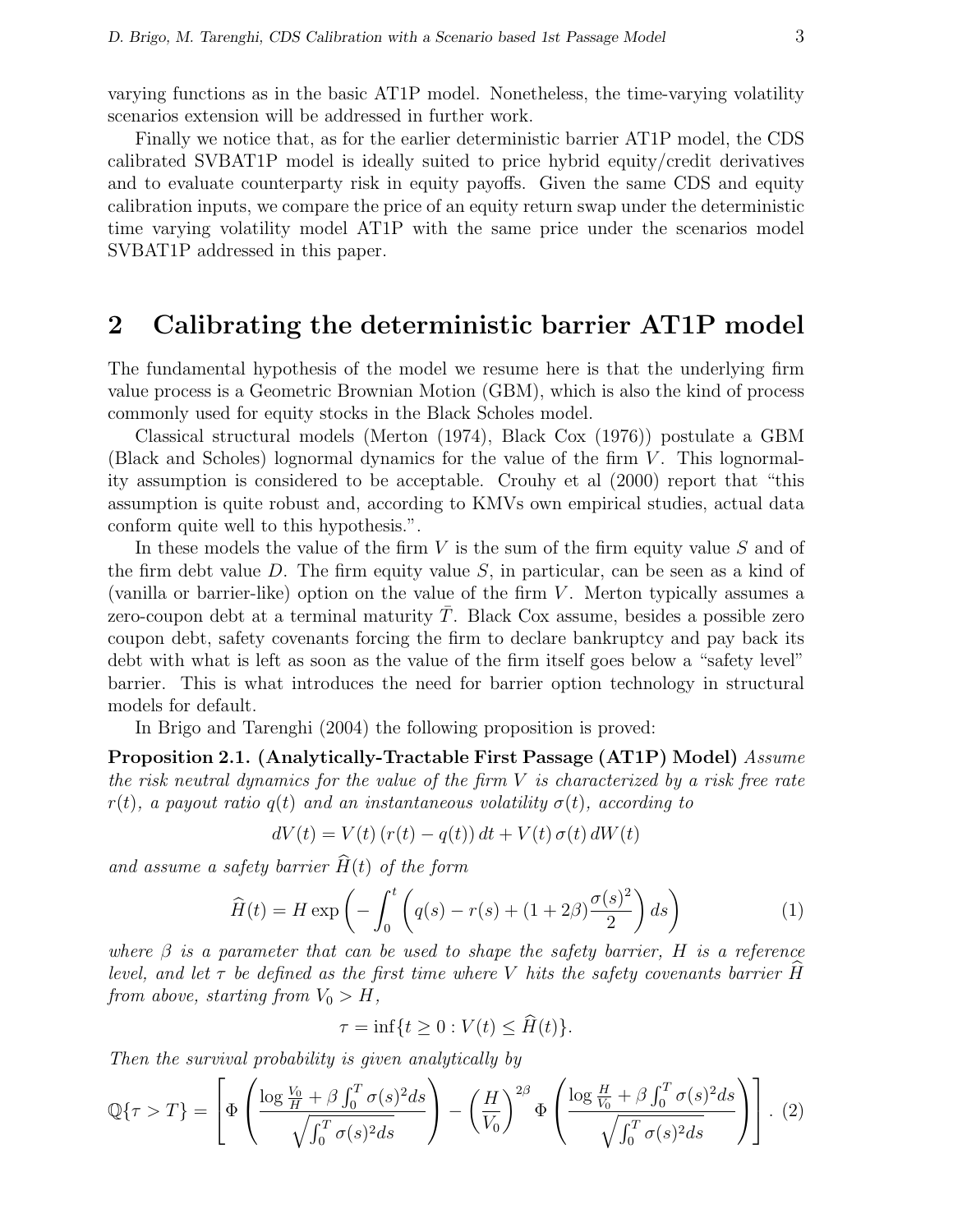varying functions as in the basic AT1P model. Nonetheless, the time-varying volatility scenarios extension will be addressed in further work.

Finally we notice that, as for the earlier deterministic barrier AT1P model, the CDS calibrated SVBAT1P model is ideally suited to price hybrid equity/credit derivatives and to evaluate counterparty risk in equity payoffs. Given the same CDS and equity calibration inputs, we compare the price of an equity return swap under the deterministic time varying volatility model AT1P with the same price under the scenarios model SVBAT1P addressed in this paper.

## 2 Calibrating the deterministic barrier AT1P model

The fundamental hypothesis of the model we resume here is that the underlying firm value process is a Geometric Brownian Motion (GBM), which is also the kind of process commonly used for equity stocks in the Black Scholes model.

Classical structural models (Merton (1974), Black Cox (1976)) postulate a GBM (Black and Scholes) lognormal dynamics for the value of the firm $V$. This lognormality assumption is considered to be acceptable. Crouhy et al (2000) report that "this assumption is quite robust and, according to KMVs own empirical studies, actual data conform quite well to this hypothesis.".

In these models the value of the firm $V$ is the sum of the firm equity value $S$ and of the firm debt value $D$. The firm equity value $S$, in particular, can be seen as a kind of (vanilla or barrier-like) option on the value of the firm $V$. Merton typically assumes a zero-coupon debt at a terminal maturity $\bar{T}$. Black Cox assume, besides a possible zero coupon debt, safety covenants forcing the firm to declare bankruptcy and pay back its debt with what is left as soon as the value of the firm itself goes below a "safety level" barrier. This is what introduces the need for barrier option technology in structural models for default.

In Brigo and Tarenghi (2004) the following proposition is proved:

**Proposition 2.1. (Analytically-Tractable First Passage (AT1P) Model)** *Assume the risk neutral dynamics for the value of the firm $V$ is characterized by a risk free rate $r(t)$, a payout ratio $q(t)$ and an instantaneous volatility $\sigma(t)$, according to*

$$dV(t) = V(t)\,(r(t) - q(t))\,dt + V(t)\,\sigma(t)\,dW(t)$$

*and assume a safety barrier $\widehat{H}(t)$ of the form*

$$\widehat{H}(t) = H \exp\left(-\int_0^t \left(q(s) - r(s) + (1+2\beta)\frac{\sigma(s)^2}{2}\right) ds\right) \tag{1}$$

*where $\beta$ is a parameter that can be used to shape the safety barrier, $H$ is a reference level, and let $\tau$ be defined as the first time where $V$ hits the safety covenants barrier $\widehat{H}$ from above, starting from $V_0 > H$,*

$$\tau = \inf\{t \geq 0 : V(t) \leq \widehat{H}(t)\}.$$

*Then the survival probability is given analytically by*

$$\mathbb{Q}\{\tau > T\} = \left[\Phi\left(\frac{\log\frac{V_0}{H} + \beta\int_0^T \sigma(s)^2 ds}{\sqrt{\int_0^T \sigma(s)^2 ds}}\right) - \left(\frac{H}{V_0}\right)^{2\beta}\Phi\left(\frac{\log\frac{H}{V_0} + \beta\int_0^T \sigma(s)^2 ds}{\sqrt{\int_0^T \sigma(s)^2 ds}}\right)\right]. \tag{2}$$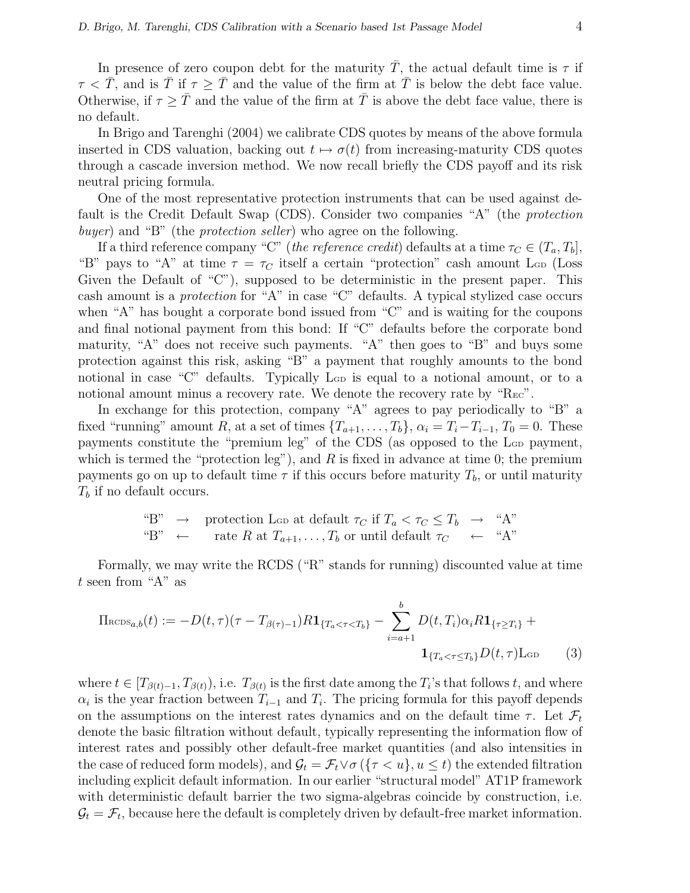In presence of zero coupon debt for the maturity $\bar{T}$, the actual default time is $\tau$ if $\tau < \bar{T}$, and is $\bar{T}$ if $\tau \geq \bar{T}$ and the value of the firm at $\bar{T}$ is below the debt face value. Otherwise, if $\tau \geq \bar{T}$ and the value of the firm at $\bar{T}$ is above the debt face value, there is no default.

In Brigo and Tarenghi (2004) we calibrate CDS quotes by means of the above formula inserted in CDS valuation, backing out $t \mapsto \sigma(t)$ from increasing-maturity CDS quotes through a cascade inversion method. We now recall briefly the CDS payoff and its risk neutral pricing formula.

One of the most representative protection instruments that can be used against default is the Credit Default Swap (CDS). Consider two companies "A" (the *protection buyer*) and "B" (the *protection seller*) who agree on the following.

If a third reference company "C" (*the reference credit*) defaults at a time $\tau_C \in (T_a, T_b]$, "B" pays to "A" at time $\tau = \tau_C$ itself a certain "protection" cash amount $\mathrm{L_{GD}}$ (Loss Given the Default of "C"), supposed to be deterministic in the present paper. This cash amount is a *protection* for "A" in case "C" defaults. A typical stylized case occurs when "A" has bought a corporate bond issued from "C" and is waiting for the coupons and final notional payment from this bond: If "C" defaults before the corporate bond maturity, "A" does not receive such payments. "A" then goes to "B" and buys some protection against this risk, asking "B" a payment that roughly amounts to the bond notional in case "C" defaults. Typically $\mathrm{L_{GD}}$ is equal to a notional amount, or to a notional amount minus a recovery rate. We denote the recovery rate by "$\mathrm{R_{EC}}$".

In exchange for this protection, company "A" agrees to pay periodically to "B" a fixed "running" amount $R$, at a set of times $\{T_{a+1}, \ldots, T_b\}$, $\alpha_i = T_i - T_{i-1}$, $T_0 = 0$. These payments constitute the "premium leg" of the CDS (as opposed to the $\mathrm{L_{GD}}$ payment, which is termed the "protection leg"), and $R$ is fixed in advance at time 0; the premium payments go on up to default time $\tau$ if this occurs before maturity $T_b$, or until maturity $T_b$ if no default occurs.

$$
\begin{array}{ccccc}
\text{"B"} & \rightarrow & \text{protection } \mathrm{L_{GD}} \text{ at default } \tau_C \text{ if } T_a < \tau_C \leq T_b & \rightarrow & \text{"A"} \\
\text{"B"} & \leftarrow & \text{rate } R \text{ at } T_{a+1}, \ldots, T_b \text{ or until default } \tau_C & \leftarrow & \text{"A"}
\end{array}
$$

Formally, we may write the RCDS ("R" stands for running) discounted value at time $t$ seen from "A" as

$$
\Pi_{\mathrm{RCDS}_{a,b}}(t) := -D(t,\tau)(\tau - T_{\beta(\tau)-1}) R \mathbf{1}_{\{T_a < \tau < T_b\}} - \sum_{i=a+1}^{b} D(t,T_i)\alpha_i R \mathbf{1}_{\{\tau \geq T_i\}} + \mathbf{1}_{\{T_a < \tau \leq T_b\}} D(t,\tau) \mathrm{L_{GD}} \qquad (3)
$$

where $t \in [T_{\beta(t)-1}, T_{\beta(t)})$, i.e. $T_{\beta(t)}$ is the first date among the $T_i$'s that follows $t$, and where $\alpha_i$ is the year fraction between $T_{i-1}$ and $T_i$. The pricing formula for this payoff depends on the assumptions on the interest rates dynamics and on the default time $\tau$. Let $\mathcal{F}_t$ denote the basic filtration without default, typically representing the information flow of interest rates and possibly other default-free market quantities (and also intensities in the case of reduced form models), and $\mathcal{G}_t = \mathcal{F}_t \vee \sigma(\{\tau < u\}, u \leq t)$ the extended filtration including explicit default information. In our earlier "structural model" AT1P framework with deterministic default barrier the two sigma-algebras coincide by construction, i.e. $\mathcal{G}_t = \mathcal{F}_t$, because here the default is completely driven by default-free market information.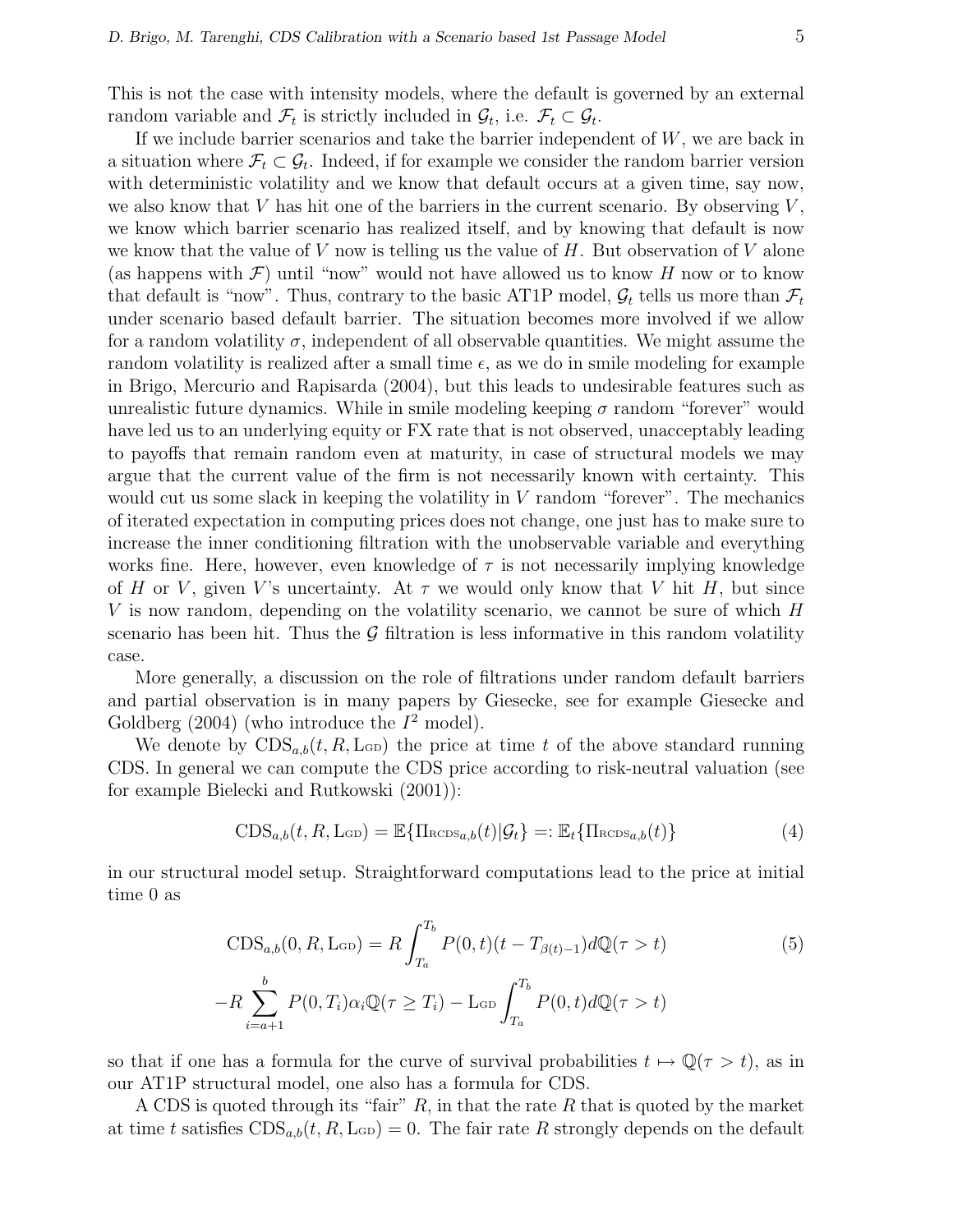This is not the case with intensity models, where the default is governed by an external random variable and $\mathcal{F}_t$ is strictly included in $\mathcal{G}_t$, i.e. $\mathcal{F}_t \subset \mathcal{G}_t$.

If we include barrier scenarios and take the barrier independent of $W$, we are back in a situation where $\mathcal{F}_t \subset \mathcal{G}_t$. Indeed, if for example we consider the random barrier version with deterministic volatility and we know that default occurs at a given time, say now, we also know that $V$ has hit one of the barriers in the current scenario. By observing $V$, we know which barrier scenario has realized itself, and by knowing that default is now we know that the value of $V$ now is telling us the value of $H$. But observation of $V$ alone (as happens with $\mathcal{F}$) until "now" would not have allowed us to know $H$ now or to know that default is "now". Thus, contrary to the basic AT1P model, $\mathcal{G}_t$ tells us more than $\mathcal{F}_t$ under scenario based default barrier. The situation becomes more involved if we allow for a random volatility $\sigma$, independent of all observable quantities. We might assume the random volatility is realized after a small time $\epsilon$, as we do in smile modeling for example in Brigo, Mercurio and Rapisarda (2004), but this leads to undesirable features such as unrealistic future dynamics. While in smile modeling keeping $\sigma$ random "forever" would have led us to an underlying equity or FX rate that is not observed, unacceptably leading to payoffs that remain random even at maturity, in case of structural models we may argue that the current value of the firm is not necessarily known with certainty. This would cut us some slack in keeping the volatility in $V$ random "forever". The mechanics of iterated expectation in computing prices does not change, one just has to make sure to increase the inner conditioning filtration with the unobservable variable and everything works fine. Here, however, even knowledge of $\tau$ is not necessarily implying knowledge of $H$ or $V$, given $V$'s uncertainty. At $\tau$ we would only know that $V$ hit $H$, but since $V$ is now random, depending on the volatility scenario, we cannot be sure of which $H$ scenario has been hit. Thus the $\mathcal{G}$ filtration is less informative in this random volatility case.

More generally, a discussion on the role of filtrations under random default barriers and partial observation is in many papers by Giesecke, see for example Giesecke and Goldberg (2004) (who introduce the $I^2$ model).

We denote by $\mathrm{CDS}_{a,b}(t, R, \mathrm{L_{GD}})$ the price at time $t$ of the above standard running CDS. In general we can compute the CDS price according to risk-neutral valuation (see for example Bielecki and Rutkowski (2001)):

$$\mathrm{CDS}_{a,b}(t, R, \mathrm{L_{GD}}) = \mathbb{E}\{\Pi_{\mathrm{RCDS}_{a,b}}(t)|\mathcal{G}_t\} =: \mathbb{E}_t\{\Pi_{\mathrm{RCDS}_{a,b}}(t)\} \tag{4}$$

in our structural model setup. Straightforward computations lead to the price at initial time 0 as

$$\begin{aligned}\mathrm{CDS}_{a,b}(0, R, \mathrm{L_{GD}}) &= R\int_{T_a}^{T_b} P(0,t)(t - T_{\beta(t)-1})d\mathbb{Q}(\tau > t) \\ -R\sum_{i=a+1}^{b} P(0,T_i)\alpha_i \mathbb{Q}(\tau \geq T_i) &- \mathrm{L_{GD}}\int_{T_a}^{T_b} P(0,t)d\mathbb{Q}(\tau > t)\end{aligned} \tag{5}$$

so that if one has a formula for the curve of survival probabilities $t \mapsto \mathbb{Q}(\tau > t)$, as in our AT1P structural model, one also has a formula for CDS.

A CDS is quoted through its "fair" $R$, in that the rate $R$ that is quoted by the market at time $t$ satisfies $\mathrm{CDS}_{a,b}(t, R, \mathrm{L_{GD}}) = 0$. The fair rate $R$ strongly depends on the default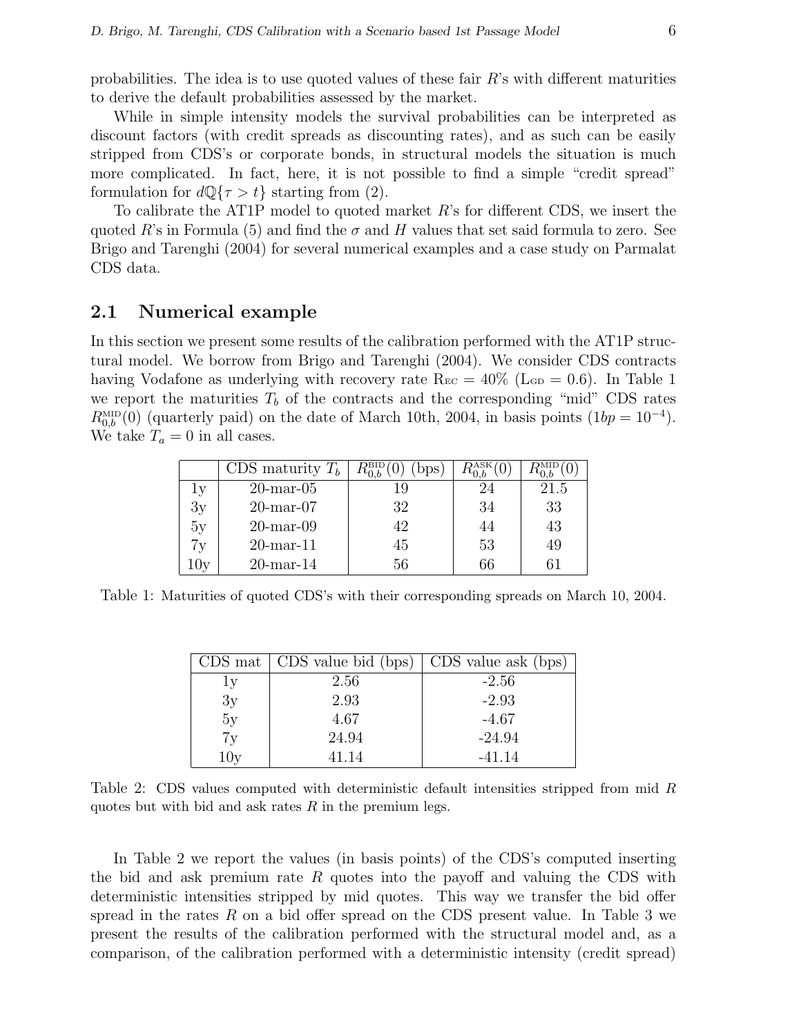probabilities. The idea is to use quoted values of these fair $R$'s with different maturities to derive the default probabilities assessed by the market.

While in simple intensity models the survival probabilities can be interpreted as discount factors (with credit spreads as discounting rates), and as such can be easily stripped from CDS's or corporate bonds, in structural models the situation is much more complicated. In fact, here, it is not possible to find a simple "credit spread" formulation for $d\mathbb{Q}\{\tau > t\}$ starting from (2).

To calibrate the AT1P model to quoted market $R$'s for different CDS, we insert the quoted $R$'s in Formula (5) and find the $\sigma$ and $H$ values that set said formula to zero. See Brigo and Tarenghi (2004) for several numerical examples and a case study on Parmalat CDS data.

## 2.1 Numerical example

In this section we present some results of the calibration performed with the AT1P structural model. We borrow from Brigo and Tarenghi (2004). We consider CDS contracts having Vodafone as underlying with recovery rate $\mathrm{R_{EC}} = 40\%$ ($\mathrm{L_{GD}} = 0.6$). In Table 1 we report the maturities $T_b$ of the contracts and the corresponding "mid" CDS rates $R^{\mathrm{MID}}_{0,b}(0)$ (quarterly paid) on the date of March 10th, 2004, in basis points ($1bp = 10^{-4}$). We take $T_a = 0$ in all cases.

| | CDS maturity $T_b$ | $R^{\mathrm{BID}}_{0,b}(0)$ (bps) | $R^{\mathrm{ASK}}_{0,b}(0)$ | $R^{\mathrm{MID}}_{0,b}(0)$ |
|---|---|---|---|---|
| 1y | 20-mar-05 | 19 | 24 | 21.5 |
| 3y | 20-mar-07 | 32 | 34 | 33 |
| 5y | 20-mar-09 | 42 | 44 | 43 |
| 7y | 20-mar-11 | 45 | 53 | 49 |
| 10y | 20-mar-14 | 56 | 66 | 61 |

Table 1: Maturities of quoted CDS's with their corresponding spreads on March 10, 2004.

| CDS mat | CDS value bid (bps) | CDS value ask (bps) |
|---|---|---|
| 1y | 2.56 | -2.56 |
| 3y | 2.93 | -2.93 |
| 5y | 4.67 | -4.67 |
| 7y | 24.94 | -24.94 |
| 10y | 41.14 | -41.14 |

Table 2: CDS values computed with deterministic default intensities stripped from mid $R$ quotes but with bid and ask rates $R$ in the premium legs.

In Table 2 we report the values (in basis points) of the CDS's computed inserting the bid and ask premium rate $R$ quotes into the payoff and valuing the CDS with deterministic intensities stripped by mid quotes. This way we transfer the bid offer spread in the rates $R$ on a bid offer spread on the CDS present value. In Table 3 we present the results of the calibration performed with the structural model and, as a comparison, of the calibration performed with a deterministic intensity (credit spread)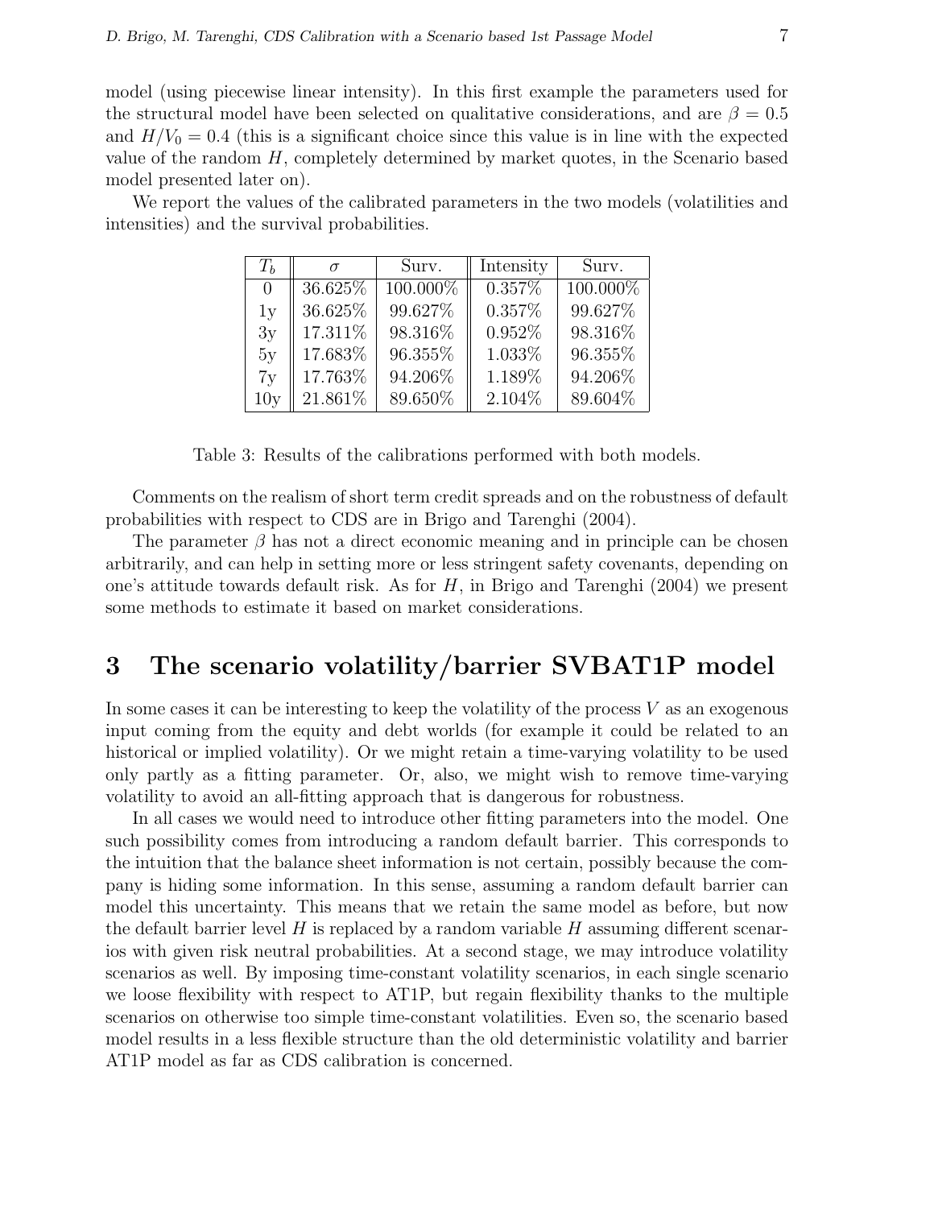model (using piecewise linear intensity). In this first example the parameters used for the structural model have been selected on qualitative considerations, and are $\beta = 0.5$ and $H/V_0 = 0.4$ (this is a significant choice since this value is in line with the expected value of the random $H$, completely determined by market quotes, in the Scenario based model presented later on).

We report the values of the calibrated parameters in the two models (volatilities and intensities) and the survival probabilities.

| $T_b$ | $\sigma$ | Surv. | Intensity | Surv. |
|---|---|---|---|---|
| 0 | 36.625% | 100.000% | 0.357% | 100.000% |
| 1y | 36.625% | 99.627% | 0.357% | 99.627% |
| 3y | 17.311% | 98.316% | 0.952% | 98.316% |
| 5y | 17.683% | 96.355% | 1.033% | 96.355% |
| 7y | 17.763% | 94.206% | 1.189% | 94.206% |
| 10y | 21.861% | 89.650% | 2.104% | 89.604% |

Table 3: Results of the calibrations performed with both models.

Comments on the realism of short term credit spreads and on the robustness of default probabilities with respect to CDS are in Brigo and Tarenghi (2004).

The parameter $\beta$ has not a direct economic meaning and in principle can be chosen arbitrarily, and can help in setting more or less stringent safety covenants, depending on one's attitude towards default risk. As for $H$, in Brigo and Tarenghi (2004) we present some methods to estimate it based on market considerations.

# 3 The scenario volatility/barrier SVBAT1P model

In some cases it can be interesting to keep the volatility of the process $V$ as an exogenous input coming from the equity and debt worlds (for example it could be related to an historical or implied volatility). Or we might retain a time-varying volatility to be used only partly as a fitting parameter. Or, also, we might wish to remove time-varying volatility to avoid an all-fitting approach that is dangerous for robustness.

In all cases we would need to introduce other fitting parameters into the model. One such possibility comes from introducing a random default barrier. This corresponds to the intuition that the balance sheet information is not certain, possibly because the company is hiding some information. In this sense, assuming a random default barrier can model this uncertainty. This means that we retain the same model as before, but now the default barrier level $H$ is replaced by a random variable $H$ assuming different scenarios with given risk neutral probabilities. At a second stage, we may introduce volatility scenarios as well. By imposing time-constant volatility scenarios, in each single scenario we loose flexibility with respect to AT1P, but regain flexibility thanks to the multiple scenarios on otherwise too simple time-constant volatilities. Even so, the scenario based model results in a less flexible structure than the old deterministic volatility and barrier AT1P model as far as CDS calibration is concerned.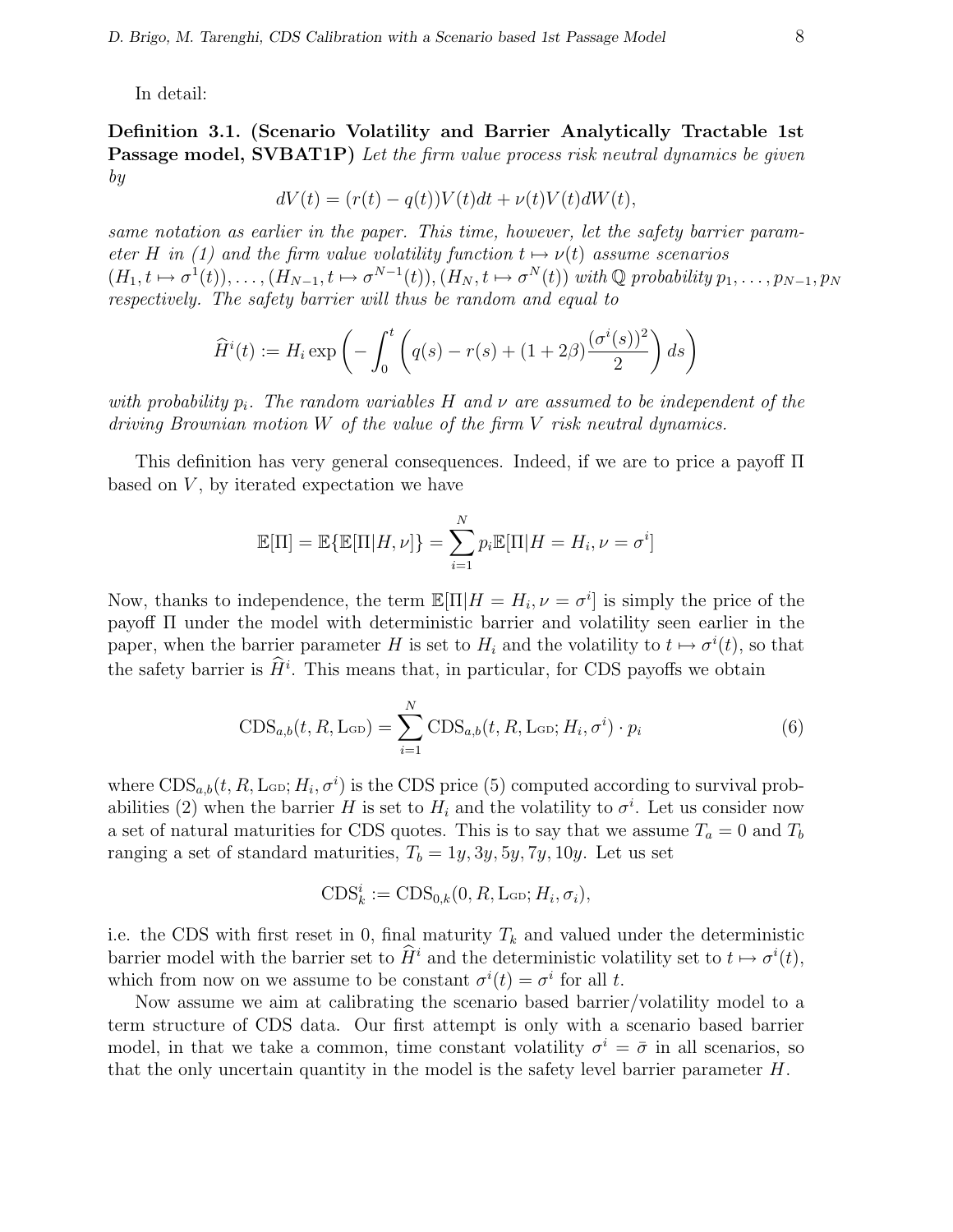In detail:

**Definition 3.1. (Scenario Volatility and Barrier Analytically Tractable 1st Passage model, SVBAT1P)** *Let the firm value process risk neutral dynamics be given by*

$$dV(t) = (r(t) - q(t))V(t)dt + \nu(t)V(t)dW(t),$$

*same notation as earlier in the paper. This time, however, let the safety barrier parameter $H$ in (1) and the firm value volatility function $t \mapsto \nu(t)$ assume scenarios $(H_1, t \mapsto \sigma^1(t)), \ldots, (H_{N-1}, t \mapsto \sigma^{N-1}(t)), (H_N, t \mapsto \sigma^N(t))$ with $\mathbb{Q}$ probability $p_1, \ldots, p_{N-1}, p_N$ respectively. The safety barrier will thus be random and equal to*

$$\widehat{H}^i(t) := H_i \exp\left(-\int_0^t \left(q(s) - r(s) + (1+2\beta)\frac{(\sigma^i(s))^2}{2}\right) ds\right)$$

*with probability $p_i$. The random variables $H$ and $\nu$ are assumed to be independent of the driving Brownian motion $W$ of the value of the firm $V$ risk neutral dynamics.*

This definition has very general consequences. Indeed, if we are to price a payoff $\Pi$ based on $V$, by iterated expectation we have

$$\mathbb{E}[\Pi] = \mathbb{E}\{\mathbb{E}[\Pi|H,\nu]\} = \sum_{i=1}^{N} p_i \mathbb{E}[\Pi|H = H_i, \nu = \sigma^i]$$

Now, thanks to independence, the term $\mathbb{E}[\Pi|H = H_i, \nu = \sigma^i]$ is simply the price of the payoff $\Pi$ under the model with deterministic barrier and volatility seen earlier in the paper, when the barrier parameter $H$ is set to $H_i$ and the volatility to $t \mapsto \sigma^i(t)$, so that the safety barrier is $\widehat{H}^i$. This means that, in particular, for CDS payoffs we obtain

$$\text{CDS}_{a,b}(t, R, \text{L}_{\text{GD}}) = \sum_{i=1}^{N} \text{CDS}_{a,b}(t, R, \text{L}_{\text{GD}}; H_i, \sigma^i) \cdot p_i \tag{6}$$

where $\text{CDS}_{a,b}(t, R, \text{L}_{\text{GD}}; H_i, \sigma^i)$ is the CDS price (5) computed according to survival probabilities (2) when the barrier $H$ is set to $H_i$ and the volatility to $\sigma^i$. Let us consider now a set of natural maturities for CDS quotes. This is to say that we assume $T_a = 0$ and $T_b$ ranging a set of standard maturities, $T_b = 1y, 3y, 5y, 7y, 10y$. Let us set

$$\text{CDS}_k^i := \text{CDS}_{0,k}(0, R, \text{L}_{\text{GD}}; H_i, \sigma_i),$$

i.e. the CDS with first reset in 0, final maturity $T_k$ and valued under the deterministic barrier model with the barrier set to $\widehat{H}^i$ and the deterministic volatility set to $t \mapsto \sigma^i(t)$, which from now on we assume to be constant $\sigma^i(t) = \sigma^i$ for all $t$.

Now assume we aim at calibrating the scenario based barrier/volatility model to a term structure of CDS data. Our first attempt is only with a scenario based barrier model, in that we take a common, time constant volatility $\sigma^i = \bar{\sigma}$ in all scenarios, so that the only uncertain quantity in the model is the safety level barrier parameter $H$.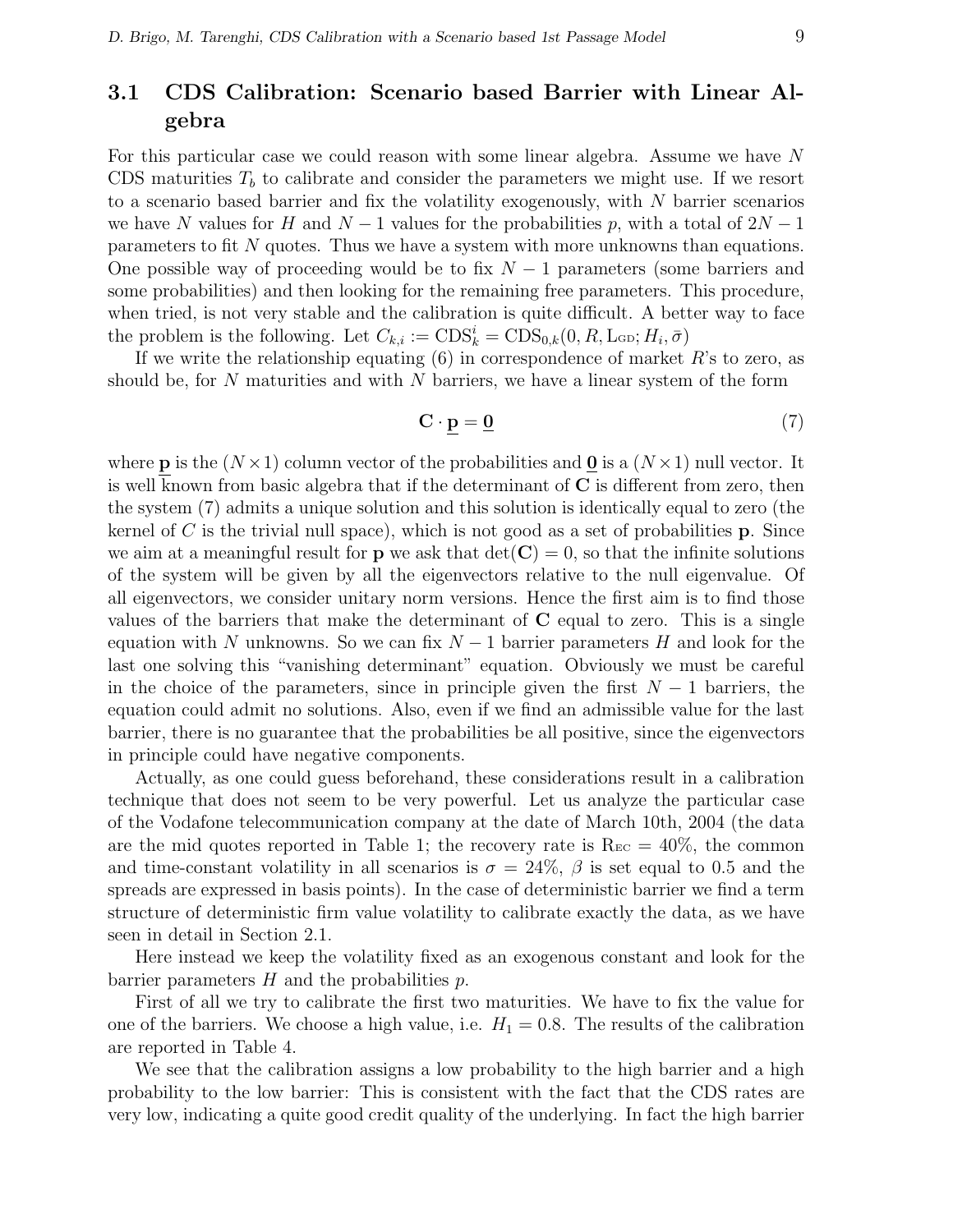## 3.1 CDS Calibration: Scenario based Barrier with Linear Algebra

For this particular case we could reason with some linear algebra. Assume we have $N$ CDS maturities $T_b$ to calibrate and consider the parameters we might use. If we resort to a scenario based barrier and fix the volatility exogenously, with $N$ barrier scenarios we have $N$ values for $H$ and $N-1$ values for the probabilities $p$, with a total of $2N-1$ parameters to fit $N$ quotes. Thus we have a system with more unknowns than equations. One possible way of proceeding would be to fix $N-1$ parameters (some barriers and some probabilities) and then looking for the remaining free parameters. This procedure, when tried, is not very stable and the calibration is quite difficult. A better way to face the problem is the following. Let $C_{k,i} := \mathrm{CDS}_k^i = \mathrm{CDS}_{0,k}(0, R, \mathrm{L_{GD}}; H_i, \bar{\sigma})$

If we write the relationship equating (6) in correspondence of market $R$'s to zero, as should be, for $N$ maturities and with $N$ barriers, we have a linear system of the form

$$\mathbf{C} \cdot \underline{\mathbf{p}} = \underline{\mathbf{0}} \tag{7}$$

where $\underline{\mathbf{p}}$ is the $(N \times 1)$ column vector of the probabilities and $\underline{\mathbf{0}}$ is a $(N \times 1)$ null vector. It is well known from basic algebra that if the determinant of $\mathbf{C}$ is different from zero, then the system (7) admits a unique solution and this solution is identically equal to zero (the kernel of $C$ is the trivial null space), which is not good as a set of probabilities $\mathbf{p}$. Since we aim at a meaningful result for $\mathbf{p}$ we ask that $\det(\mathbf{C}) = 0$, so that the infinite solutions of the system will be given by all the eigenvectors relative to the null eigenvalue. Of all eigenvectors, we consider unitary norm versions. Hence the first aim is to find those values of the barriers that make the determinant of $\mathbf{C}$ equal to zero. This is a single equation with $N$ unknowns. So we can fix $N-1$ barrier parameters $H$ and look for the last one solving this "vanishing determinant" equation. Obviously we must be careful in the choice of the parameters, since in principle given the first $N-1$ barriers, the equation could admit no solutions. Also, even if we find an admissible value for the last barrier, there is no guarantee that the probabilities be all positive, since the eigenvectors in principle could have negative components.

Actually, as one could guess beforehand, these considerations result in a calibration technique that does not seem to be very powerful. Let us analyze the particular case of the Vodafone telecommunication company at the date of March 10th, 2004 (the data are the mid quotes reported in Table 1; the recovery rate is $\mathrm{R_{EC}} = 40\%$, the common and time-constant volatility in all scenarios is $\sigma = 24\%$, $\beta$ is set equal to 0.5 and the spreads are expressed in basis points). In the case of deterministic barrier we find a term structure of deterministic firm value volatility to calibrate exactly the data, as we have seen in detail in Section 2.1.

Here instead we keep the volatility fixed as an exogenous constant and look for the barrier parameters $H$ and the probabilities $p$.

First of all we try to calibrate the first two maturities. We have to fix the value for one of the barriers. We choose a high value, i.e. $H_1 = 0.8$. The results of the calibration are reported in Table 4.

We see that the calibration assigns a low probability to the high barrier and a high probability to the low barrier: This is consistent with the fact that the CDS rates are very low, indicating a quite good credit quality of the underlying. In fact the high barrier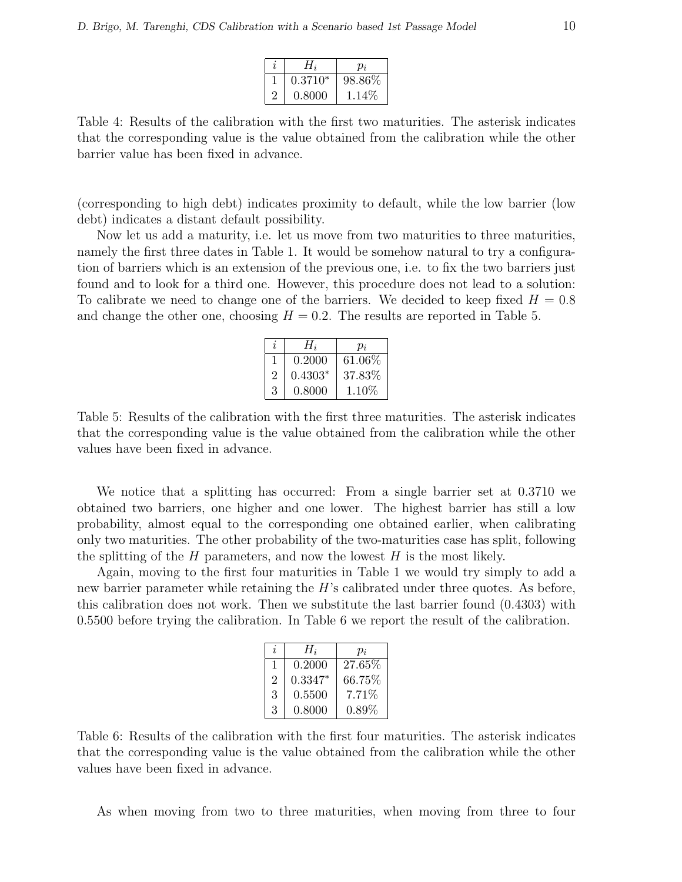| $i$ | $H_i$ | $p_i$ |
|---|---|---|
| 1 | 0.3710* | 98.86% |
| 2 | 0.8000 | 1.14% |

Table 4: Results of the calibration with the first two maturities. The asterisk indicates that the corresponding value is the value obtained from the calibration while the other barrier value has been fixed in advance.

(corresponding to high debt) indicates proximity to default, while the low barrier (low debt) indicates a distant default possibility.

Now let us add a maturity, i.e. let us move from two maturities to three maturities, namely the first three dates in Table 1. It would be somehow natural to try a configuration of barriers which is an extension of the previous one, i.e. to fix the two barriers just found and to look for a third one. However, this procedure does not lead to a solution: To calibrate we need to change one of the barriers. We decided to keep fixed $H = 0.8$ and change the other one, choosing $H = 0.2$. The results are reported in Table 5.

| $i$ | $H_i$ | $p_i$ |
|---|---|---|
| 1 | 0.2000 | 61.06% |
| 2 | 0.4303* | 37.83% |
| 3 | 0.8000 | 1.10% |

Table 5: Results of the calibration with the first three maturities. The asterisk indicates that the corresponding value is the value obtained from the calibration while the other values have been fixed in advance.

We notice that a splitting has occurred: From a single barrier set at 0.3710 we obtained two barriers, one higher and one lower. The highest barrier has still a low probability, almost equal to the corresponding one obtained earlier, when calibrating only two maturities. The other probability of the two-maturities case has split, following the splitting of the $H$ parameters, and now the lowest $H$ is the most likely.

Again, moving to the first four maturities in Table 1 we would try simply to add a new barrier parameter while retaining the $H$'s calibrated under three quotes. As before, this calibration does not work. Then we substitute the last barrier found (0.4303) with 0.5500 before trying the calibration. In Table 6 we report the result of the calibration.

| $i$ | $H_i$ | $p_i$ |
|---|---|---|
| 1 | 0.2000 | 27.65% |
| 2 | 0.3347* | 66.75% |
| 3 | 0.5500 | 7.71% |
| 3 | 0.8000 | 0.89% |

Table 6: Results of the calibration with the first four maturities. The asterisk indicates that the corresponding value is the value obtained from the calibration while the other values have been fixed in advance.

As when moving from two to three maturities, when moving from three to four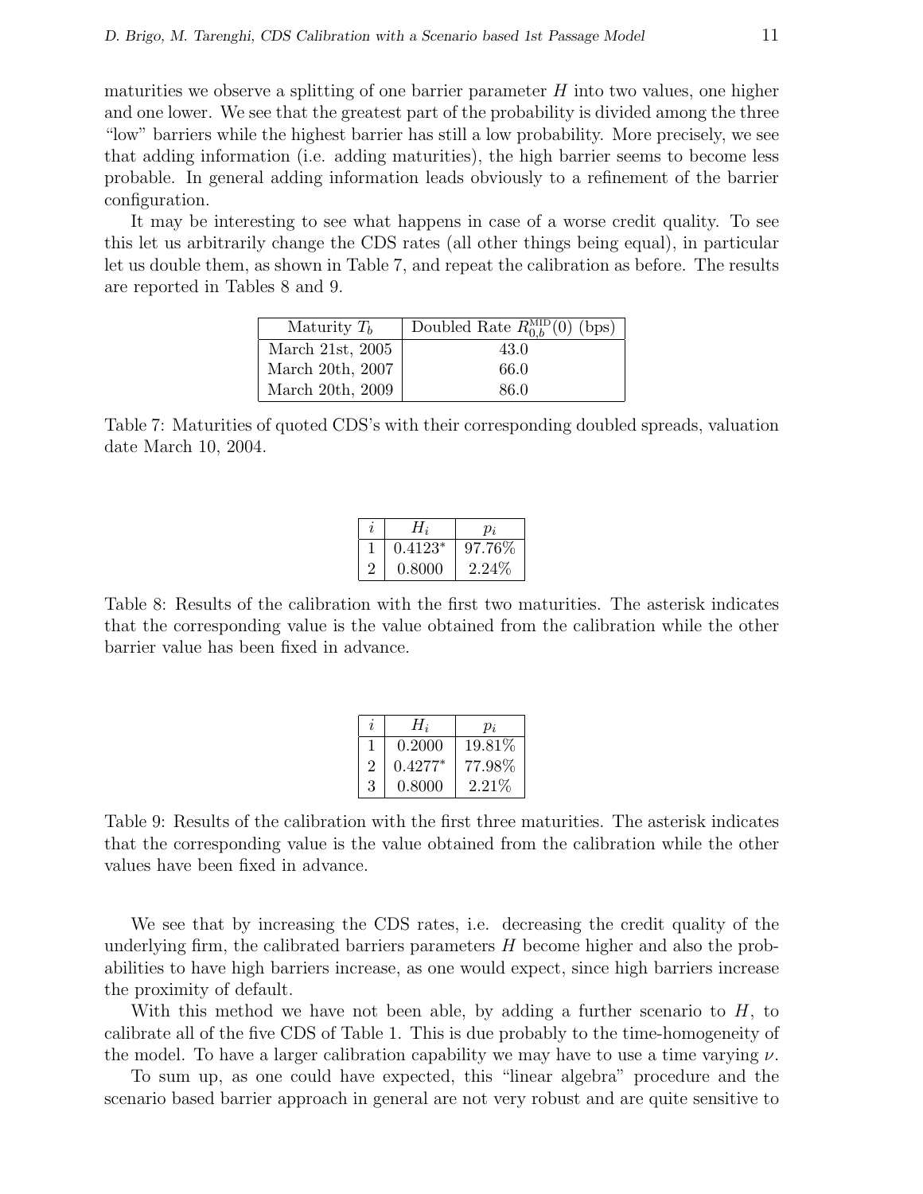maturities we observe a splitting of one barrier parameter $H$ into two values, one higher and one lower. We see that the greatest part of the probability is divided among the three "low" barriers while the highest barrier has still a low probability. More precisely, we see that adding information (i.e. adding maturities), the high barrier seems to become less probable. In general adding information leads obviously to a refinement of the barrier configuration.

It may be interesting to see what happens in case of a worse credit quality. To see this let us arbitrarily change the CDS rates (all other things being equal), in particular let us double them, as shown in Table 7, and repeat the calibration as before. The results are reported in Tables 8 and 9.

| Maturity $T_b$ | Doubled Rate $R^{\text{MID}}_{0,b}(0)$ (bps) |
|---|---|
| March 21st, 2005 | 43.0 |
| March 20th, 2007 | 66.0 |
| March 20th, 2009 | 86.0 |

Table 7: Maturities of quoted CDS's with their corresponding doubled spreads, valuation date March 10, 2004.

| $i$ | $H_i$ | $p_i$ |
|---|---|---|
| 1 | $0.4123^*$ | 97.76% |
| 2 | 0.8000 | 2.24% |

Table 8: Results of the calibration with the first two maturities. The asterisk indicates that the corresponding value is the value obtained from the calibration while the other barrier value has been fixed in advance.

| $i$ | $H_i$ | $p_i$ |
|---|---|---|
| 1 | 0.2000 | 19.81% |
| 2 | $0.4277^*$ | 77.98% |
| 3 | 0.8000 | 2.21% |

Table 9: Results of the calibration with the first three maturities. The asterisk indicates that the corresponding value is the value obtained from the calibration while the other values have been fixed in advance.

We see that by increasing the CDS rates, i.e. decreasing the credit quality of the underlying firm, the calibrated barriers parameters $H$ become higher and also the probabilities to have high barriers increase, as one would expect, since high barriers increase the proximity of default.

With this method we have not been able, by adding a further scenario to $H$, to calibrate all of the five CDS of Table 1. This is due probably to the time-homogeneity of the model. To have a larger calibration capability we may have to use a time varying $\nu$.

To sum up, as one could have expected, this "linear algebra" procedure and the scenario based barrier approach in general are not very robust and are quite sensitive to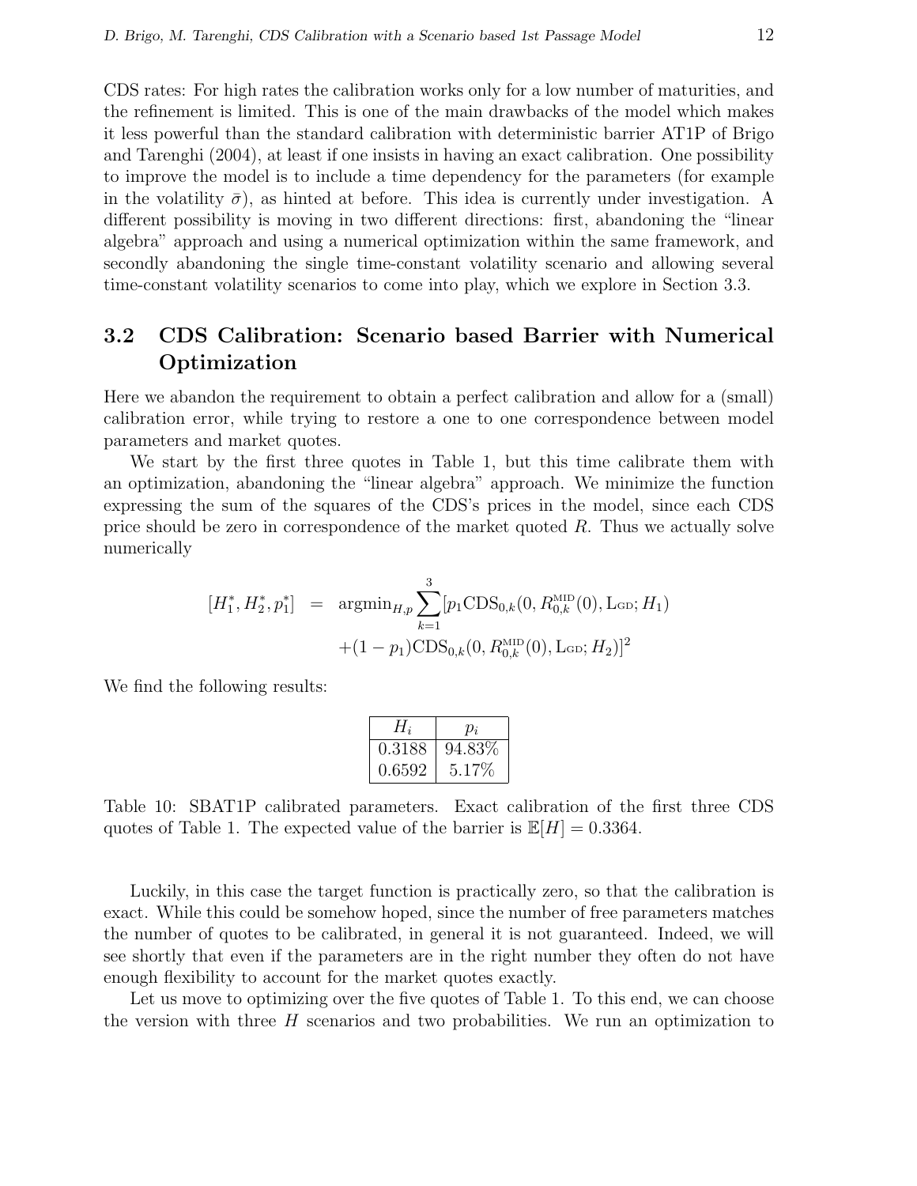CDS rates: For high rates the calibration works only for a low number of maturities, and the refinement is limited. This is one of the main drawbacks of the model which makes it less powerful than the standard calibration with deterministic barrier AT1P of Brigo and Tarenghi (2004), at least if one insists in having an exact calibration. One possibility to improve the model is to include a time dependency for the parameters (for example in the volatility $\bar{\sigma}$), as hinted at before. This idea is currently under investigation. A different possibility is moving in two different directions: first, abandoning the "linear algebra" approach and using a numerical optimization within the same framework, and secondly abandoning the single time-constant volatility scenario and allowing several time-constant volatility scenarios to come into play, which we explore in Section 3.3.

## 3.2 CDS Calibration: Scenario based Barrier with Numerical Optimization

Here we abandon the requirement to obtain a perfect calibration and allow for a (small) calibration error, while trying to restore a one to one correspondence between model parameters and market quotes.

We start by the first three quotes in Table 1, but this time calibrate them with an optimization, abandoning the "linear algebra" approach. We minimize the function expressing the sum of the squares of the CDS's prices in the model, since each CDS price should be zero in correspondence of the market quoted $R$. Thus we actually solve numerically

$$
\begin{aligned}
[H_1^*, H_2^*, p_1^*] \;\; = \;\; & \operatorname{argmin}_{H,p} \sum_{k=1}^{3} [p_1 \mathrm{CDS}_{0,k}(0, R_{0,k}^{\mathrm{MID}}(0), \mathrm{L_{GD}}; H_1) \\
& + (1-p_1)\mathrm{CDS}_{0,k}(0, R_{0,k}^{\mathrm{MID}}(0), \mathrm{L_{GD}}; H_2)]^2
\end{aligned}
$$

We find the following results:

| $H_i$ | $p_i$ |
|---|---|
| 0.3188 | 94.83% |
| 0.6592 | 5.17% |

Table 10: SBAT1P calibrated parameters. Exact calibration of the first three CDS quotes of Table 1. The expected value of the barrier is $\mathbb{E}[H] = 0.3364$.

Luckily, in this case the target function is practically zero, so that the calibration is exact. While this could be somehow hoped, since the number of free parameters matches the number of quotes to be calibrated, in general it is not guaranteed. Indeed, we will see shortly that even if the parameters are in the right number they often do not have enough flexibility to account for the market quotes exactly.

Let us move to optimizing over the five quotes of Table 1. To this end, we can choose the version with three $H$ scenarios and two probabilities. We run an optimization to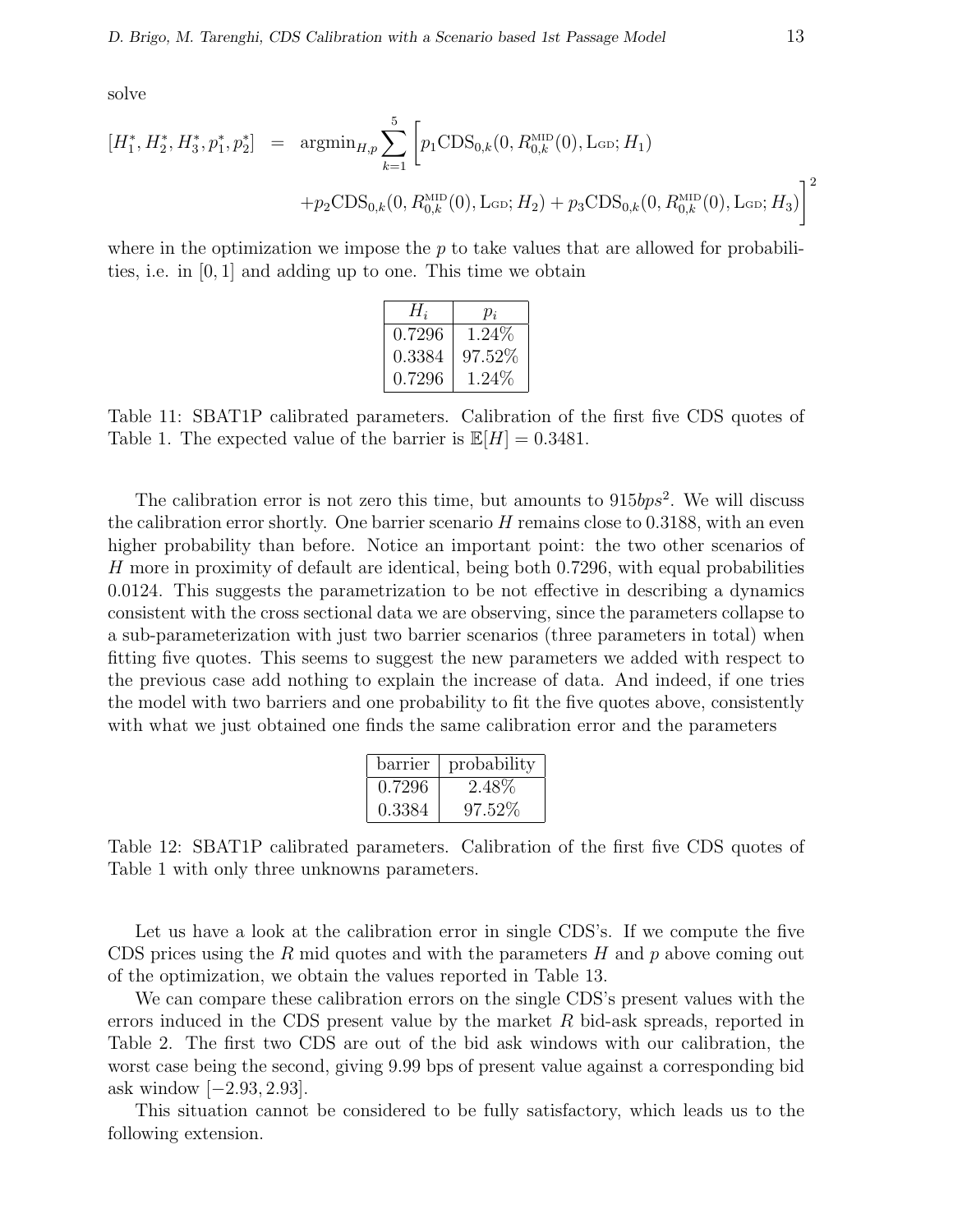solve

$$
\begin{aligned}
[H_1^*, H_2^*, H_3^*, p_1^*, p_2^*] \;\; &= \;\; \text{argmin}_{H,p} \sum_{k=1}^{5} \Big[ p_1 \text{CDS}_{0,k}(0, R_{0,k}^{\text{MID}}(0), \text{L}_{\text{GD}}; H_1) \\
&\quad + p_2 \text{CDS}_{0,k}(0, R_{0,k}^{\text{MID}}(0), \text{L}_{\text{GD}}; H_2) + p_3 \text{CDS}_{0,k}(0, R_{0,k}^{\text{MID}}(0), \text{L}_{\text{GD}}; H_3) \Big]^2
\end{aligned}
$$

where in the optimization we impose the $p$ to take values that are allowed for probabilities, i.e. in $[0, 1]$ and adding up to one. This time we obtain

| $H_i$ | $p_i$ |
|---|---|
| 0.7296 | 1.24% |
| 0.3384 | 97.52% |
| 0.7296 | 1.24% |

Table 11: SBAT1P calibrated parameters. Calibration of the first five CDS quotes of Table 1. The expected value of the barrier is $\mathbb{E}[H] = 0.3481$.

The calibration error is not zero this time, but amounts to $915bps^2$. We will discuss the calibration error shortly. One barrier scenario $H$ remains close to 0.3188, with an even higher probability than before. Notice an important point: the two other scenarios of $H$ more in proximity of default are identical, being both 0.7296, with equal probabilities 0.0124. This suggests the parametrization to be not effective in describing a dynamics consistent with the cross sectional data we are observing, since the parameters collapse to a sub-parameterization with just two barrier scenarios (three parameters in total) when fitting five quotes. This seems to suggest the new parameters we added with respect to the previous case add nothing to explain the increase of data. And indeed, if one tries the model with two barriers and one probability to fit the five quotes above, consistently with what we just obtained one finds the same calibration error and the parameters

| barrier | probability |
|---|---|
| 0.7296 | 2.48% |
| 0.3384 | 97.52% |

Table 12: SBAT1P calibrated parameters. Calibration of the first five CDS quotes of Table 1 with only three unknowns parameters.

Let us have a look at the calibration error in single CDS's. If we compute the five CDS prices using the $R$ mid quotes and with the parameters $H$ and $p$ above coming out of the optimization, we obtain the values reported in Table 13.

We can compare these calibration errors on the single CDS's present values with the errors induced in the CDS present value by the market $R$ bid-ask spreads, reported in Table 2. The first two CDS are out of the bid ask windows with our calibration, the worst case being the second, giving 9.99 bps of present value against a corresponding bid ask window $[-2.93, 2.93]$.

This situation cannot be considered to be fully satisfactory, which leads us to the following extension.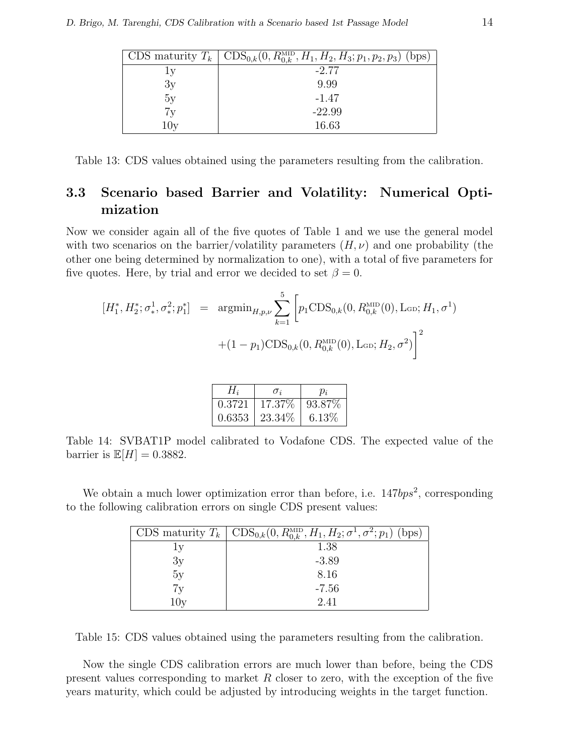| CDS maturity $T_k$ | $\mathrm{CDS}_{0,k}(0, R^{\mathrm{MID}}_{0,k}, H_1, H_2, H_3; p_1, p_2, p_3)$ (bps) |
|---|---|
| 1y | -2.77 |
| 3y | 9.99 |
| 5y | -1.47 |
| 7y | -22.99 |
| 10y | 16.63 |

Table 13: CDS values obtained using the parameters resulting from the calibration.

### 3.3 Scenario based Barrier and Volatility: Numerical Optimization

Now we consider again all of the five quotes of Table 1 and we use the general model with two scenarios on the barrier/volatility parameters $(H, \nu)$ and one probability (the other one being determined by normalization to one), with a total of five parameters for five quotes. Here, by trial and error we decided to set $\beta = 0$.

$$
\begin{aligned}
[H_1^*, H_2^*; \sigma_*^1, \sigma_*^2; p_1^*] \quad = \quad & \mathrm{argmin}_{H,p,\nu} \sum_{k=1}^{5} \Big[ p_1 \mathrm{CDS}_{0,k}(0, R^{\mathrm{MID}}_{0,k}(0), \mathrm{L_{GD}}; H_1, \sigma^1) \\
& + (1-p_1) \mathrm{CDS}_{0,k}(0, R^{\mathrm{MID}}_{0,k}(0), \mathrm{L_{GD}}; H_2, \sigma^2) \Big]^2
\end{aligned}
$$

| $H_i$ | $\sigma_i$ | $p_i$ |
|---|---|---|
| 0.3721 | 17.37% | 93.87% |
| 0.6353 | 23.34% | 6.13% |

Table 14: SVBAT1P model calibrated to Vodafone CDS. The expected value of the barrier is $\mathbb{E}[H] = 0.3882$.

We obtain a much lower optimization error than before, i.e. $147 bps^2$, corresponding to the following calibration errors on single CDS present values:

| CDS maturity $T_k$ | $\mathrm{CDS}_{0,k}(0, R^{\mathrm{MID}}_{0,k}, H_1, H_2; \sigma^1, \sigma^2; p_1)$ (bps) |
|---|---|
| 1y | 1.38 |
| 3y | -3.89 |
| 5y | 8.16 |
| 7y | -7.56 |
| 10y | 2.41 |

Table 15: CDS values obtained using the parameters resulting from the calibration.

Now the single CDS calibration errors are much lower than before, being the CDS present values corresponding to market $R$ closer to zero, with the exception of the five years maturity, which could be adjusted by introducing weights in the target function.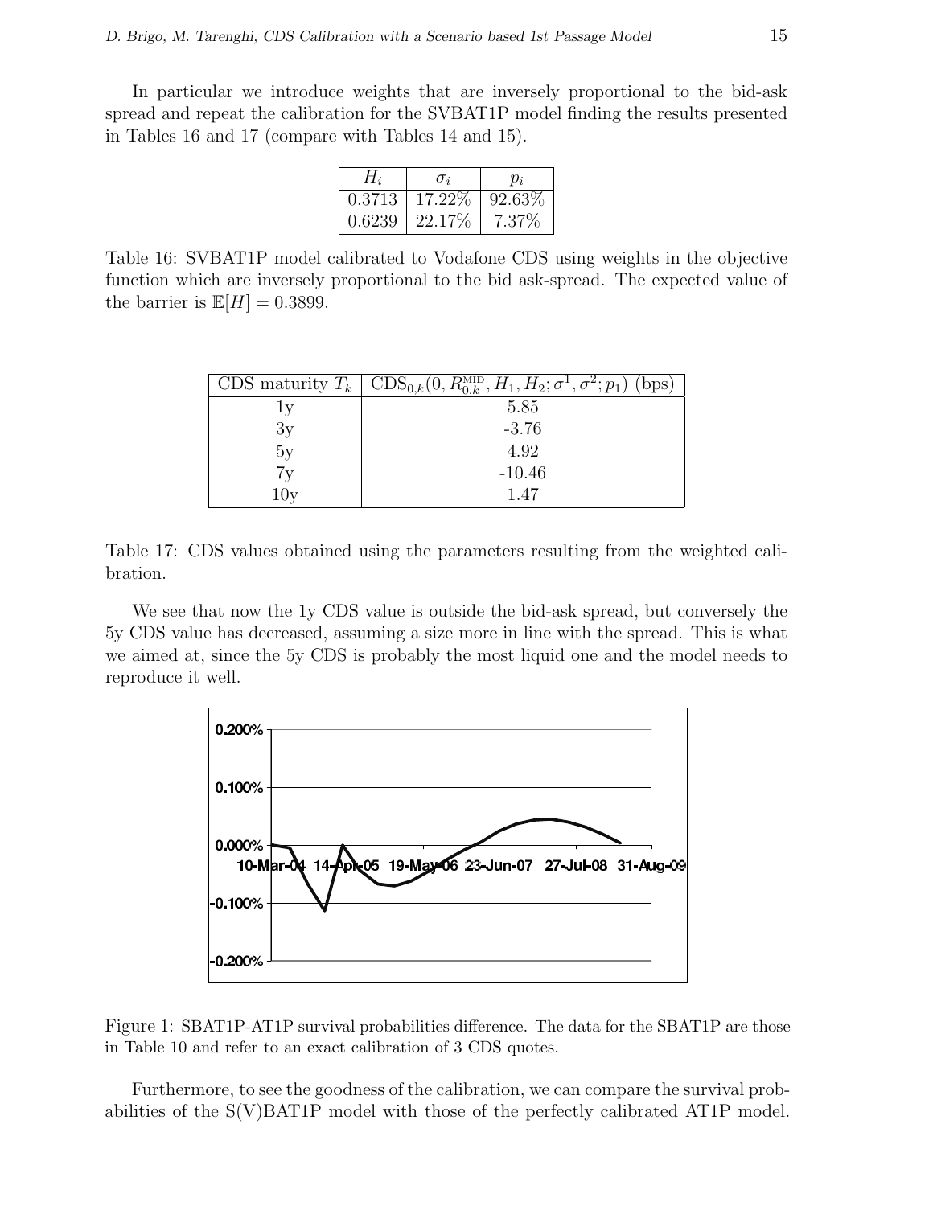In particular we introduce weights that are inversely proportional to the bid-ask spread and repeat the calibration for the SVBAT1P model finding the results presented in Tables 16 and 17 (compare with Tables 14 and 15).

| $H_i$ | $\sigma_i$ | $p_i$ |
|---|---|---|
| 0.3713 | 17.22% | 92.63% |
| 0.6239 | 22.17% | 7.37% |

Table 16: SVBAT1P model calibrated to Vodafone CDS using weights in the objective function which are inversely proportional to the bid ask-spread. The expected value of the barrier is $\mathbb{E}[H] = 0.3899$.

| CDS maturity $T_k$ | $\text{CDS}_{0,k}(0, R_{0,k}^{\text{MID}}, H_1, H_2; \sigma^1, \sigma^2; p_1)$ (bps) |
|---|---|
| 1y | 5.85 |
| 3y | -3.76 |
| 5y | 4.92 |
| 7y | -10.46 |
| 10y | 1.47 |

Table 17: CDS values obtained using the parameters resulting from the weighted calibration.

We see that now the 1y CDS value is outside the bid-ask spread, but conversely the 5y CDS value has decreased, assuming a size more in line with the spread. This is what we aimed at, since the 5y CDS is probably the most liquid one and the model needs to reproduce it well.

Figure 1: SBAT1P-AT1P survival probabilities difference. The data for the SBAT1P are those in Table 10 and refer to an exact calibration of 3 CDS quotes.

Furthermore, to see the goodness of the calibration, we can compare the survival probabilities of the S(V)BAT1P model with those of the perfectly calibrated AT1P model.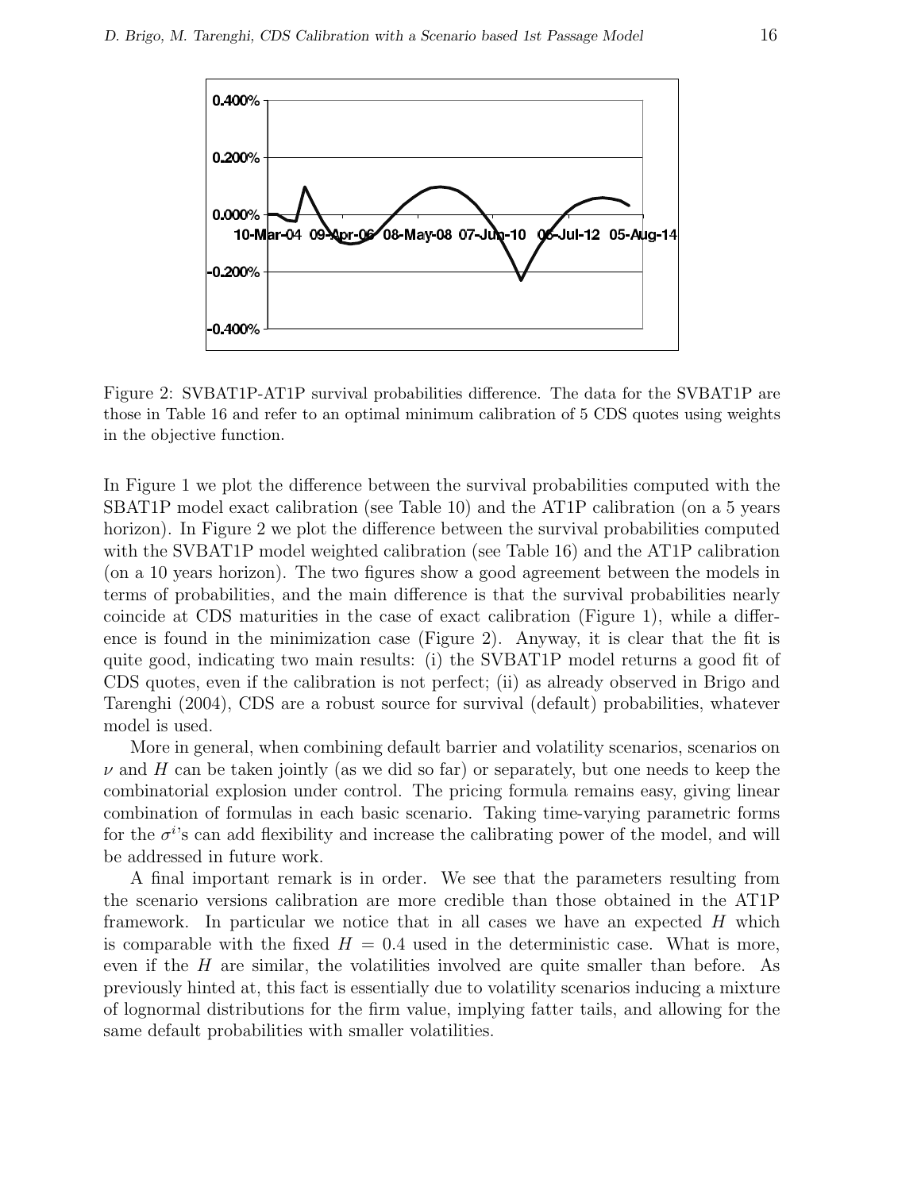Figure 2: SVBAT1P-AT1P survival probabilities difference. The data for the SVBAT1P are those in Table 16 and refer to an optimal minimum calibration of 5 CDS quotes using weights in the objective function.

In Figure 1 we plot the difference between the survival probabilities computed with the SBAT1P model exact calibration (see Table 10) and the AT1P calibration (on a 5 years horizon). In Figure 2 we plot the difference between the survival probabilities computed with the SVBAT1P model weighted calibration (see Table 16) and the AT1P calibration (on a 10 years horizon). The two figures show a good agreement between the models in terms of probabilities, and the main difference is that the survival probabilities nearly coincide at CDS maturities in the case of exact calibration (Figure 1), while a difference is found in the minimization case (Figure 2). Anyway, it is clear that the fit is quite good, indicating two main results: (i) the SVBAT1P model returns a good fit of CDS quotes, even if the calibration is not perfect; (ii) as already observed in Brigo and Tarenghi (2004), CDS are a robust source for survival (default) probabilities, whatever model is used.

More in general, when combining default barrier and volatility scenarios, scenarios on $\nu$ and $H$ can be taken jointly (as we did so far) or separately, but one needs to keep the combinatorial explosion under control. The pricing formula remains easy, giving linear combination of formulas in each basic scenario. Taking time-varying parametric forms for the $\sigma^i$'s can add flexibility and increase the calibrating power of the model, and will be addressed in future work.

A final important remark is in order. We see that the parameters resulting from the scenario versions calibration are more credible than those obtained in the AT1P framework. In particular we notice that in all cases we have an expected $H$ which is comparable with the fixed $H = 0.4$ used in the deterministic case. What is more, even if the $H$ are similar, the volatilities involved are quite smaller than before. As previously hinted at, this fact is essentially due to volatility scenarios inducing a mixture of lognormal distributions for the firm value, implying fatter tails, and allowing for the same default probabilities with smaller volatilities.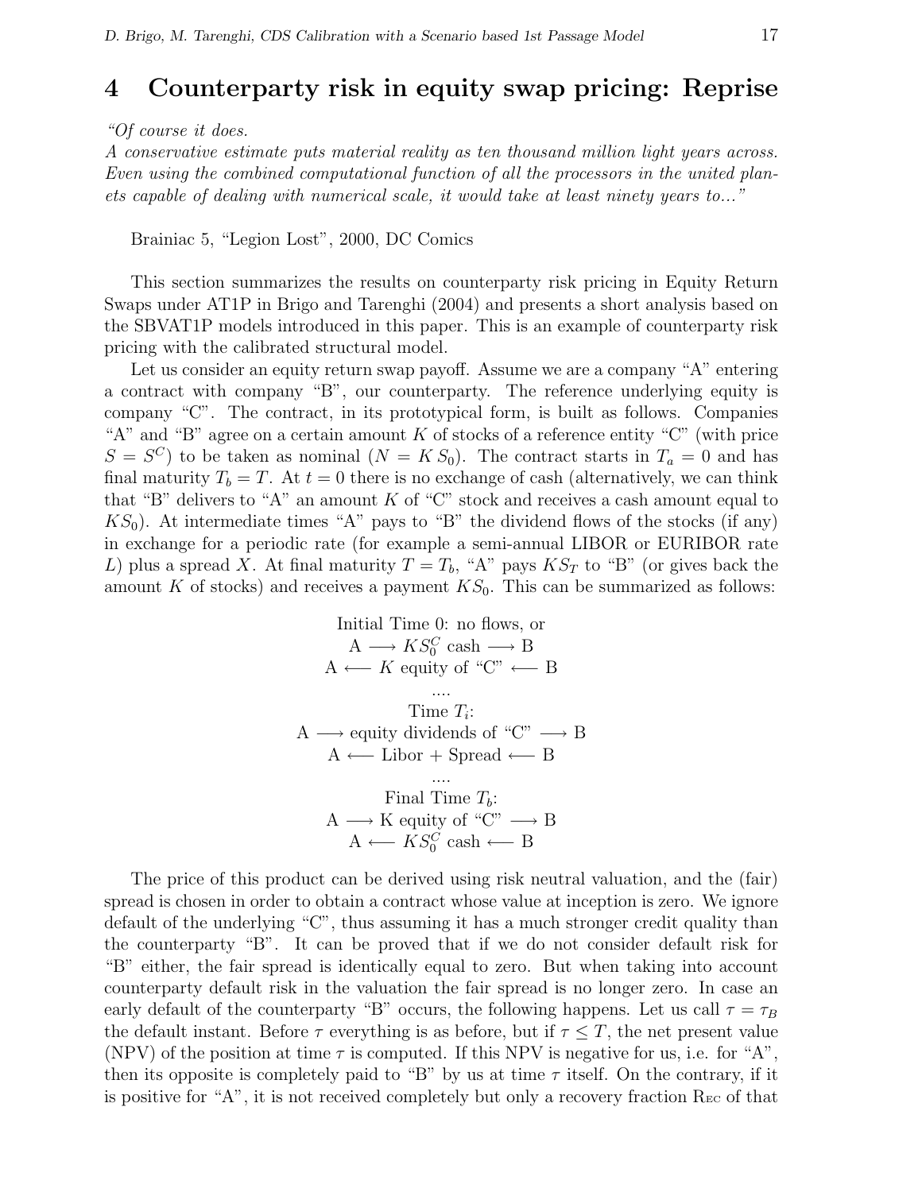# 4 Counterparty risk in equity swap pricing: Reprise

*"Of course it does.*
*A conservative estimate puts material reality as ten thousand million light years across. Even using the combined computational function of all the processors in the united planets capable of dealing with numerical scale, it would take at least ninety years to..."*

Brainiac 5, "Legion Lost", 2000, DC Comics

This section summarizes the results on counterparty risk pricing in Equity Return Swaps under AT1P in Brigo and Tarenghi (2004) and presents a short analysis based on the SBVAT1P models introduced in this paper. This is an example of counterparty risk pricing with the calibrated structural model.

Let us consider an equity return swap payoff. Assume we are a company "A" entering a contract with company "B", our counterparty. The reference underlying equity is company "C". The contract, in its prototypical form, is built as follows. Companies "A" and "B" agree on a certain amount $K$ of stocks of a reference entity "C" (with price $S = S^C$) to be taken as nominal ($N = K\,S_0$). The contract starts in $T_a = 0$ and has final maturity $T_b = T$. At $t = 0$ there is no exchange of cash (alternatively, we can think that "B" delivers to "A" an amount $K$ of "C" stock and receives a cash amount equal to $KS_0$). At intermediate times "A" pays to "B" the dividend flows of the stocks (if any) in exchange for a periodic rate (for example a semi-annual LIBOR or EURIBOR rate $L$) plus a spread $X$. At final maturity $T = T_b$, "A" pays $KS_T$ to "B" (or gives back the amount $K$ of stocks) and receives a payment $KS_0$. This can be summarized as follows:

$$
\begin{array}{c}
\text{Initial Time 0: no flows, or} \\
\text{A} \longrightarrow KS_0^C \text{ cash} \longrightarrow \text{B} \\
\text{A} \longleftarrow K \text{ equity of "C"} \longleftarrow \text{B} \\
\dots \\
\text{Time } T_i\text{:} \\
\text{A} \longrightarrow \text{equity dividends of "C"} \longrightarrow \text{B} \\
\text{A} \longleftarrow \text{Libor + Spread} \longleftarrow \text{B} \\
\dots \\
\text{Final Time } T_b\text{:} \\
\text{A} \longrightarrow \text{K equity of "C"} \longrightarrow \text{B} \\
\text{A} \longleftarrow KS_0^C \text{ cash} \longleftarrow \text{B}
\end{array}
$$

The price of this product can be derived using risk neutral valuation, and the (fair) spread is chosen in order to obtain a contract whose value at inception is zero. We ignore default of the underlying "C", thus assuming it has a much stronger credit quality than the counterparty "B". It can be proved that if we do not consider default risk for "B" either, the fair spread is identically equal to zero. But when taking into account counterparty default risk in the valuation the fair spread is no longer zero. In case an early default of the counterparty "B" occurs, the following happens. Let us call $\tau = \tau_B$ the default instant. Before $\tau$ everything is as before, but if $\tau \leq T$, the net present value (NPV) of the position at time $\tau$ is computed. If this NPV is negative for us, i.e. for "A", then its opposite is completely paid to "B" by us at time $\tau$ itself. On the contrary, if it is positive for "A", it is not received completely but only a recovery fraction $\mathrm{R_{EC}}$ of that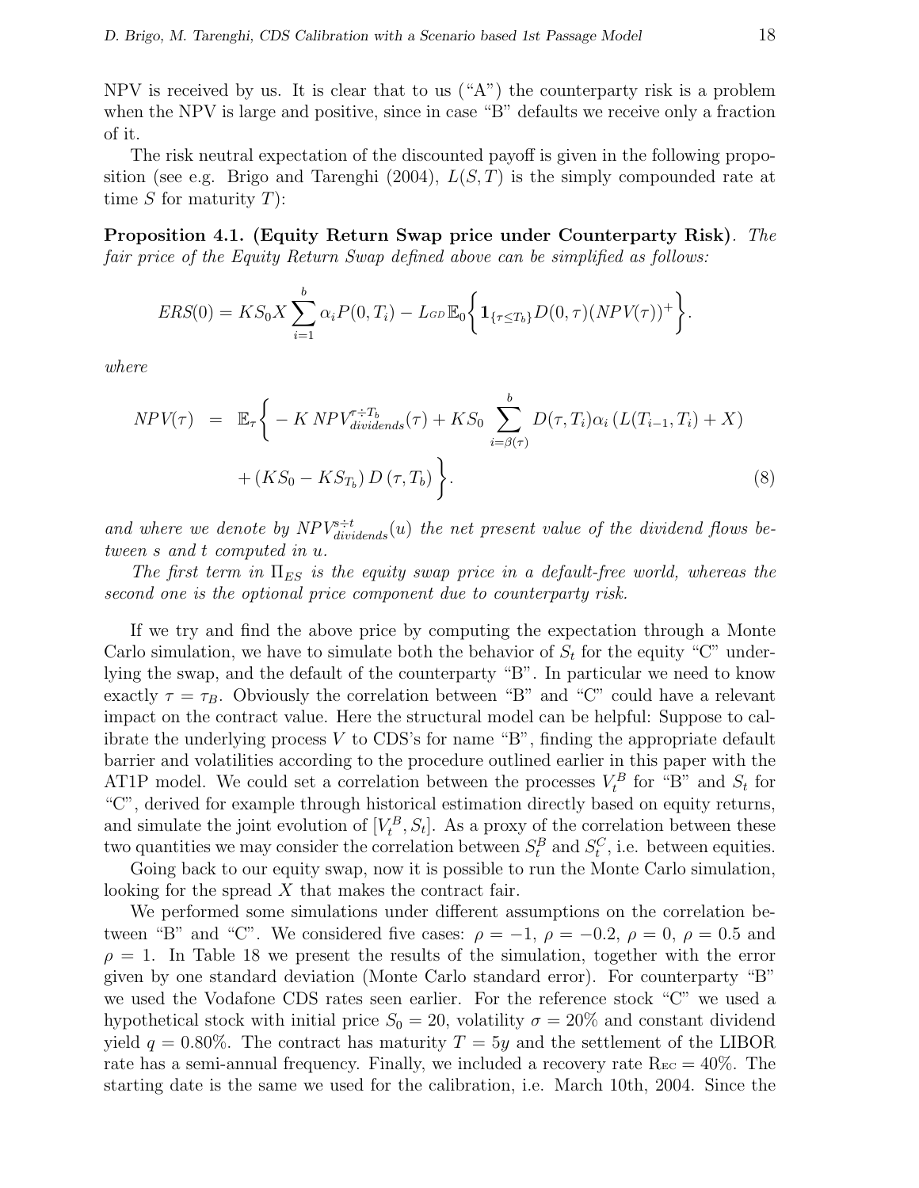NPV is received by us. It is clear that to us ("A") the counterparty risk is a problem when the NPV is large and positive, since in case "B" defaults we receive only a fraction of it.

The risk neutral expectation of the discounted payoff is given in the following proposition (see e.g. Brigo and Tarenghi (2004), $L(S,T)$ is the simply compounded rate at time $S$ for maturity $T$):

**Proposition 4.1. (Equity Return Swap price under Counterparty Risk)**. *The fair price of the Equity Return Swap defined above can be simplified as follows:*

$$ERS(0) = KS_0 X \sum_{i=1}^{b} \alpha_i P(0,T_i) - L_{GD}\, \mathbb{E}_0 \Big\{ \mathbf{1}_{\{\tau \le T_b\}} D(0,\tau) (NPV(\tau))^+ \Big\}.$$

*where*

$$\begin{aligned} NPV(\tau) \;=\; & \mathbb{E}_\tau \Big\{ -K\, NPV^{\tau \div T_b}_{dividends}(\tau) + KS_0 \sum_{i=\beta(\tau)}^{b} D(\tau,T_i)\alpha_i \left( L(T_{i-1},T_i) + X \right) \\ & + \left( KS_0 - KS_{T_b} \right) D\left(\tau, T_b\right) \Big\}. \end{aligned} \quad (8)$$

*and where we denote by $NPV^{s \div t}_{dividends}(u)$ the net present value of the dividend flows between $s$ and $t$ computed in $u$.*

*The first term in $\Pi_{ES}$ is the equity swap price in a default-free world, whereas the second one is the optional price component due to counterparty risk.*

If we try and find the above price by computing the expectation through a Monte Carlo simulation, we have to simulate both the behavior of $S_t$ for the equity "C" underlying the swap, and the default of the counterparty "B". In particular we need to know exactly $\tau = \tau_B$. Obviously the correlation between "B" and "C" could have a relevant impact on the contract value. Here the structural model can be helpful: Suppose to calibrate the underlying process $V$ to CDS's for name "B", finding the appropriate default barrier and volatilities according to the procedure outlined earlier in this paper with the AT1P model. We could set a correlation between the processes $V^B_t$ for "B" and $S_t$ for "C", derived for example through historical estimation directly based on equity returns, and simulate the joint evolution of $[V^B_t, S_t]$. As a proxy of the correlation between these two quantities we may consider the correlation between $S^B_t$ and $S^C_t$, i.e. between equities.

Going back to our equity swap, now it is possible to run the Monte Carlo simulation, looking for the spread $X$ that makes the contract fair.

We performed some simulations under different assumptions on the correlation between "B" and "C". We considered five cases: $\rho = -1$, $\rho = -0.2$, $\rho = 0$, $\rho = 0.5$ and $\rho = 1$. In Table 18 we present the results of the simulation, together with the error given by one standard deviation (Monte Carlo standard error). For counterparty "B" we used the Vodafone CDS rates seen earlier. For the reference stock "C" we used a hypothetical stock with initial price $S_0 = 20$, volatility $\sigma = 20\%$ and constant dividend yield $q = 0.80\%$. The contract has maturity $T = 5y$ and the settlement of the LIBOR rate has a semi-annual frequency. Finally, we included a recovery rate $R_{EC} = 40\%$. The starting date is the same we used for the calibration, i.e. March 10th, 2004. Since the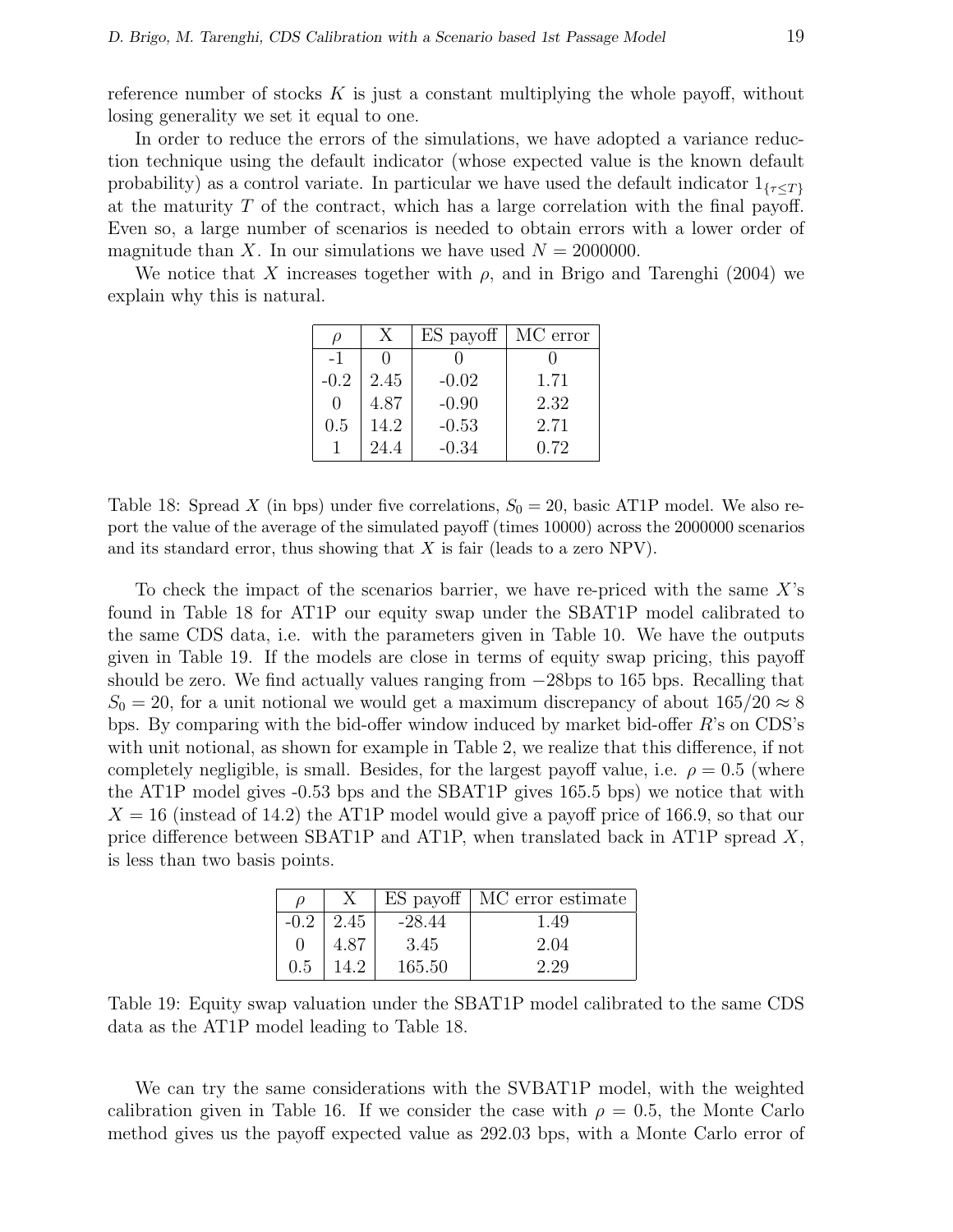reference number of stocks $K$ is just a constant multiplying the whole payoff, without losing generality we set it equal to one.

In order to reduce the errors of the simulations, we have adopted a variance reduction technique using the default indicator (whose expected value is the known default probability) as a control variate. In particular we have used the default indicator $1_{\{\tau \le T\}}$ at the maturity $T$ of the contract, which has a large correlation with the final payoff. Even so, a large number of scenarios is needed to obtain errors with a lower order of magnitude than $X$. In our simulations we have used $N = 2000000$.

We notice that $X$ increases together with $\rho$, and in Brigo and Tarenghi (2004) we explain why this is natural.

| $\rho$ | X | ES payoff | MC error |
|---|---|---|---|
| -1 | 0 | 0 | 0 |
| -0.2 | 2.45 | -0.02 | 1.71 |
| 0 | 4.87 | -0.90 | 2.32 |
| 0.5 | 14.2 | -0.53 | 2.71 |
| 1 | 24.4 | -0.34 | 0.72 |

Table 18: Spread $X$ (in bps) under five correlations, $S_0 = 20$, basic AT1P model. We also report the value of the average of the simulated payoff (times 10000) across the 2000000 scenarios and its standard error, thus showing that $X$ is fair (leads to a zero NPV).

To check the impact of the scenarios barrier, we have re-priced with the same $X$'s found in Table 18 for AT1P our equity swap under the SBAT1P model calibrated to the same CDS data, i.e. with the parameters given in Table 10. We have the outputs given in Table 19. If the models are close in terms of equity swap pricing, this payoff should be zero. We find actually values ranging from $-28$bps to 165 bps. Recalling that $S_0 = 20$, for a unit notional we would get a maximum discrepancy of about $165/20 \approx 8$ bps. By comparing with the bid-offer window induced by market bid-offer $R$'s on CDS's with unit notional, as shown for example in Table 2, we realize that this difference, if not completely negligible, is small. Besides, for the largest payoff value, i.e. $\rho = 0.5$ (where the AT1P model gives -0.53 bps and the SBAT1P gives 165.5 bps) we notice that with $X = 16$ (instead of 14.2) the AT1P model would give a payoff price of 166.9, so that our price difference between SBAT1P and AT1P, when translated back in AT1P spread $X$, is less than two basis points.

| $\rho$ | X | ES payoff | MC error estimate |
|---|---|---|---|
| -0.2 | 2.45 | -28.44 | 1.49 |
| 0 | 4.87 | 3.45 | 2.04 |
| 0.5 | 14.2 | 165.50 | 2.29 |

Table 19: Equity swap valuation under the SBAT1P model calibrated to the same CDS data as the AT1P model leading to Table 18.

We can try the same considerations with the SVBAT1P model, with the weighted calibration given in Table 16. If we consider the case with $\rho = 0.5$, the Monte Carlo method gives us the payoff expected value as 292.03 bps, with a Monte Carlo error of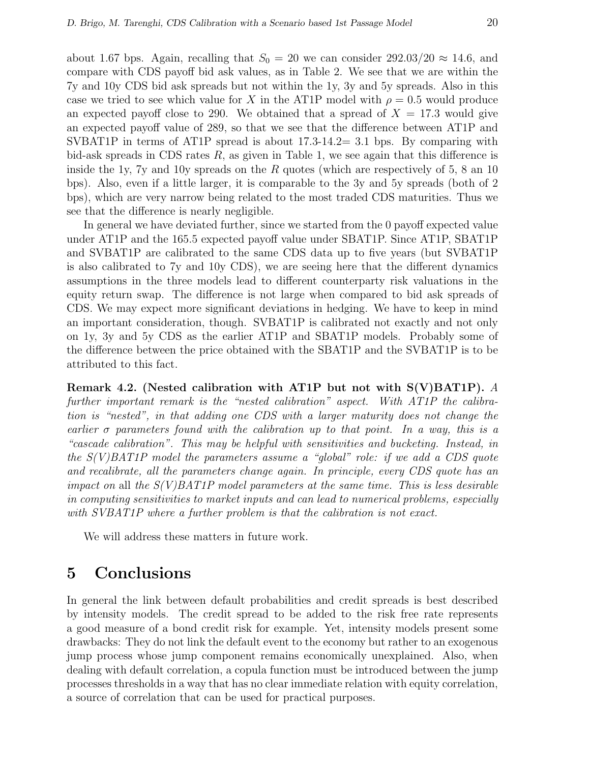about 1.67 bps. Again, recalling that $S_0 = 20$ we can consider $292.03/20 \approx 14.6$, and compare with CDS payoff bid ask values, as in Table 2. We see that we are within the 7y and 10y CDS bid ask spreads but not within the 1y, 3y and 5y spreads. Also in this case we tried to see which value for $X$ in the AT1P model with $\rho = 0.5$ would produce an expected payoff close to 290. We obtained that a spread of $X = 17.3$ would give an expected payoff value of 289, so that we see that the difference between AT1P and SVBAT1P in terms of AT1P spread is about 17.3-14.2= 3.1 bps. By comparing with bid-ask spreads in CDS rates $R$, as given in Table 1, we see again that this difference is inside the 1y, 7y and 10y spreads on the $R$ quotes (which are respectively of 5, 8 an 10 bps). Also, even if a little larger, it is comparable to the 3y and 5y spreads (both of 2 bps), which are very narrow being related to the most traded CDS maturities. Thus we see that the difference is nearly negligible.

In general we have deviated further, since we started from the 0 payoff expected value under AT1P and the 165.5 expected payoff value under SBAT1P. Since AT1P, SBAT1P and SVBAT1P are calibrated to the same CDS data up to five years (but SVBAT1P is also calibrated to 7y and 10y CDS), we are seeing here that the different dynamics assumptions in the three models lead to different counterparty risk valuations in the equity return swap. The difference is not large when compared to bid ask spreads of CDS. We may expect more significant deviations in hedging. We have to keep in mind an important consideration, though. SVBAT1P is calibrated not exactly and not only on 1y, 3y and 5y CDS as the earlier AT1P and SBAT1P models. Probably some of the difference between the price obtained with the SBAT1P and the SVBAT1P is to be attributed to this fact.

**Remark 4.2. (Nested calibration with AT1P but not with S(V)BAT1P).** *A further important remark is the "nested calibration" aspect. With AT1P the calibration is "nested", in that adding one CDS with a larger maturity does not change the earlier $\sigma$ parameters found with the calibration up to that point. In a way, this is a "cascade calibration". This may be helpful with sensitivities and bucketing. Instead, in the S(V)BAT1P model the parameters assume a "global" role: if we add a CDS quote and recalibrate, all the parameters change again. In principle, every CDS quote has an impact on* all *the S(V)BAT1P model parameters at the same time. This is less desirable in computing sensitivities to market inputs and can lead to numerical problems, especially with SVBAT1P where a further problem is that the calibration is not exact.*

We will address these matters in future work.

# 5 Conclusions

In general the link between default probabilities and credit spreads is best described by intensity models. The credit spread to be added to the risk free rate represents a good measure of a bond credit risk for example. Yet, intensity models present some drawbacks: They do not link the default event to the economy but rather to an exogenous jump process whose jump component remains economically unexplained. Also, when dealing with default correlation, a copula function must be introduced between the jump processes thresholds in a way that has no clear immediate relation with equity correlation, a source of correlation that can be used for practical purposes.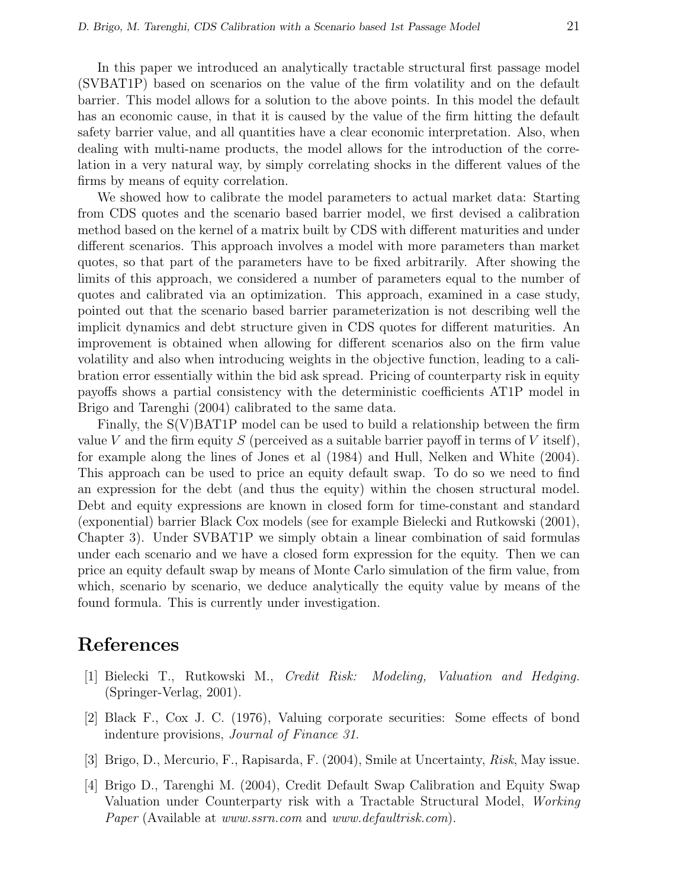In this paper we introduced an analytically tractable structural first passage model (SVBAT1P) based on scenarios on the value of the firm volatility and on the default barrier. This model allows for a solution to the above points. In this model the default has an economic cause, in that it is caused by the value of the firm hitting the default safety barrier value, and all quantities have a clear economic interpretation. Also, when dealing with multi-name products, the model allows for the introduction of the correlation in a very natural way, by simply correlating shocks in the different values of the firms by means of equity correlation.

We showed how to calibrate the model parameters to actual market data: Starting from CDS quotes and the scenario based barrier model, we first devised a calibration method based on the kernel of a matrix built by CDS with different maturities and under different scenarios. This approach involves a model with more parameters than market quotes, so that part of the parameters have to be fixed arbitrarily. After showing the limits of this approach, we considered a number of parameters equal to the number of quotes and calibrated via an optimization. This approach, examined in a case study, pointed out that the scenario based barrier parameterization is not describing well the implicit dynamics and debt structure given in CDS quotes for different maturities. An improvement is obtained when allowing for different scenarios also on the firm value volatility and also when introducing weights in the objective function, leading to a calibration error essentially within the bid ask spread. Pricing of counterparty risk in equity payoffs shows a partial consistency with the deterministic coefficients AT1P model in Brigo and Tarenghi (2004) calibrated to the same data.

Finally, the S(V)BAT1P model can be used to build a relationship between the firm value $V$ and the firm equity $S$ (perceived as a suitable barrier payoff in terms of $V$ itself), for example along the lines of Jones et al (1984) and Hull, Nelken and White (2004). This approach can be used to price an equity default swap. To do so we need to find an expression for the debt (and thus the equity) within the chosen structural model. Debt and equity expressions are known in closed form for time-constant and standard (exponential) barrier Black Cox models (see for example Bielecki and Rutkowski (2001), Chapter 3). Under SVBAT1P we simply obtain a linear combination of said formulas under each scenario and we have a closed form expression for the equity. Then we can price an equity default swap by means of Monte Carlo simulation of the firm value, from which, scenario by scenario, we deduce analytically the equity value by means of the found formula. This is currently under investigation.

# References

[1] Bielecki T., Rutkowski M., *Credit Risk: Modeling, Valuation and Hedging.* (Springer-Verlag, 2001).

[2] Black F., Cox J. C. (1976), Valuing corporate securities: Some effects of bond indenture provisions, *Journal of Finance 31.*

[3] Brigo, D., Mercurio, F., Rapisarda, F. (2004), Smile at Uncertainty, *Risk*, May issue.

[4] Brigo D., Tarenghi M. (2004), Credit Default Swap Calibration and Equity Swap Valuation under Counterparty risk with a Tractable Structural Model, *Working Paper* (Available at *www.ssrn.com* and *www.defaultrisk.com*).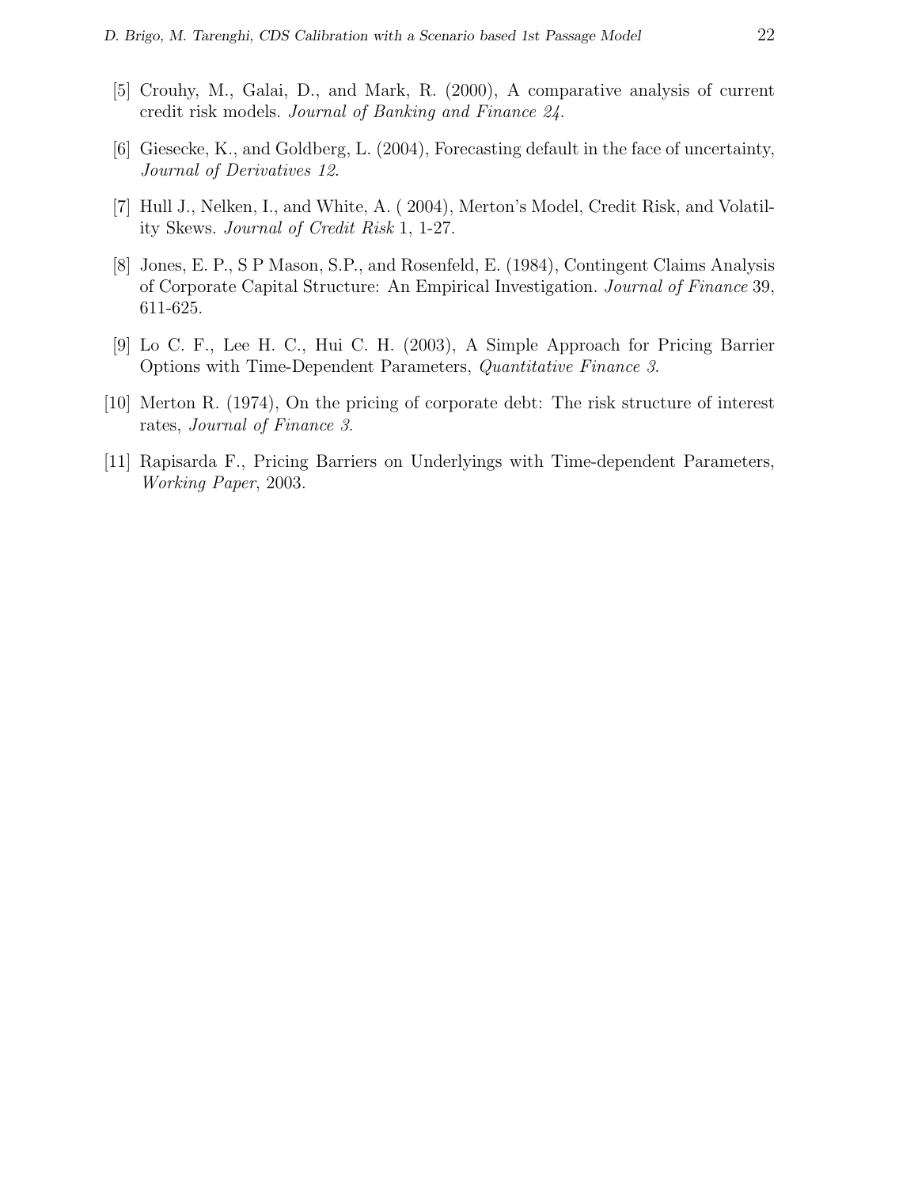[5] Crouhy, M., Galai, D., and Mark, R. (2000), A comparative analysis of current credit risk models. *Journal of Banking and Finance 24*.

[6] Giesecke, K., and Goldberg, L. (2004), Forecasting default in the face of uncertainty, *Journal of Derivatives 12*.

[7] Hull J., Nelken, I., and White, A. ( 2004), Merton's Model, Credit Risk, and Volatility Skews. *Journal of Credit Risk* 1, 1-27.

[8] Jones, E. P., S P Mason, S.P., and Rosenfeld, E. (1984), Contingent Claims Analysis of Corporate Capital Structure: An Empirical Investigation. *Journal of Finance* 39, 611-625.

[9] Lo C. F., Lee H. C., Hui C. H. (2003), A Simple Approach for Pricing Barrier Options with Time-Dependent Parameters, *Quantitative Finance 3*.

[10] Merton R. (1974), On the pricing of corporate debt: The risk structure of interest rates, *Journal of Finance 3*.

[11] Rapisarda F., Pricing Barriers on Underlyings with Time-dependent Parameters, *Working Paper*, 2003.